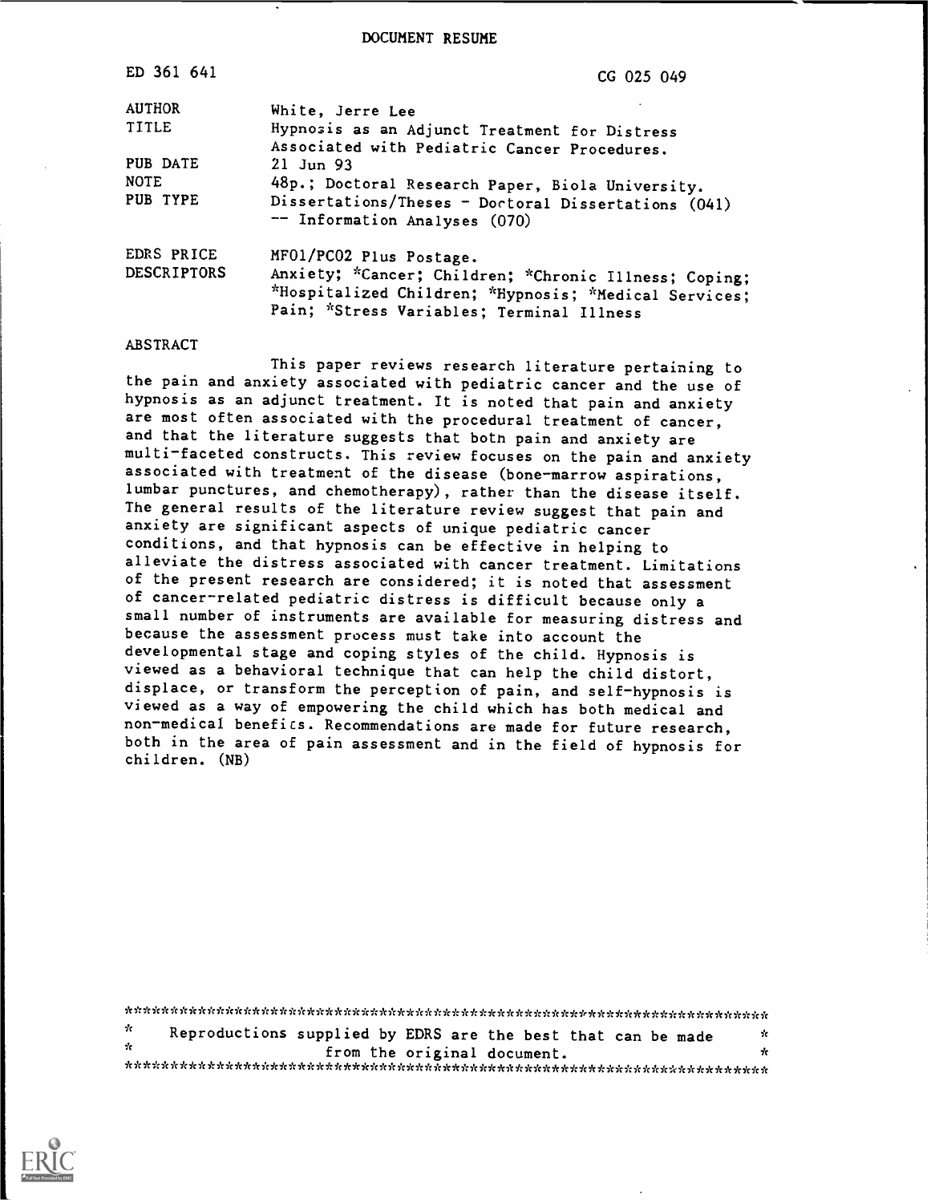# DOCUMENT RESUME

| | |
|---|---|
| ED 361 641 | CG 025 049 |
| AUTHOR | White, Jerre Lee |
| TITLE | Hypnosis as an Adjunct Treatment for Distress Associated with Pediatric Cancer Procedures. |
| PUB DATE | 21 Jun 93 |
| NOTE | 48p.; Doctoral Research Paper, Biola University. |
| PUB TYPE | Dissertations/Theses - Doctoral Dissertations (041) -- Information Analyses (070) |
| EDRS PRICE | MF01/PC02 Plus Postage. |
| DESCRIPTORS | Anxiety; *Cancer; Children; *Chronic Illness; Coping; *Hospitalized Children; *Hypnosis; *Medical Services; Pain; *Stress Variables; Terminal Illness |

## ABSTRACT

This paper reviews research literature pertaining to the pain and anxiety associated with pediatric cancer and the use of hypnosis as an adjunct treatment. It is noted that pain and anxiety are most often associated with the procedural treatment of cancer, and that the literature suggests that both pain and anxiety are multi-faceted constructs. This review focuses on the pain and anxiety associated with treatment of the disease (bone-marrow aspirations, lumbar punctures, and chemotherapy), rather than the disease itself. The general results of the literature review suggest that pain and anxiety are significant aspects of unique pediatric cancer conditions, and that hypnosis can be effective in helping to alleviate the distress associated with cancer treatment. Limitations of the present research are considered; it is noted that assessment of cancer-related pediatric distress is difficult because only a small number of instruments are available for measuring distress and because the assessment process must take into account the developmental stage and coping styles of the child. Hypnosis is viewed as a behavioral technique that can help the child distort, displace, or transform the perception of pain, and self-hypnosis is viewed as a way of empowering the child which has both medical and non-medical benefits. Recommendations are made for future research, both in the area of pain assessment and in the field of hypnosis for children. (NB)

***********************************************************************
* Reproductions supplied by EDRS are the best that can be made *
* from the original document. *
***********************************************************************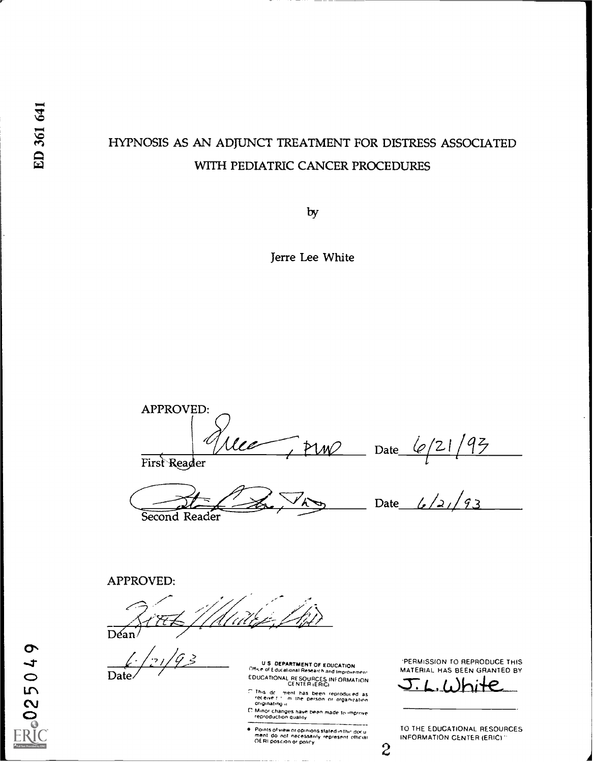ED 361 641

# HYPNOSIS AS AN ADJUNCT TREATMENT FOR DISTRESS ASSOCIATED WITH PEDIATRIC CANCER PROCEDURES

by

Jerre Lee White

APPROVED:

_______________________ Date 6/21/93
First Reader

_______________________ Date 6/21/93
Second Reader

APPROVED:

_______________________
Dean

6/21/93
Date

U.S. DEPARTMENT OF EDUCATION
Office of Educational Research and Improvement
EDUCATIONAL RESOURCES INFORMATION CENTER (ERIC)

- This document has been reproduced as received from the person or organization originating it.
- Minor changes have been made to improve reproduction quality.
- Points of view or opinions stated in this document do not necessarily represent official OERI position or policy.

"PERMISSION TO REPRODUCE THIS MATERIAL HAS BEEN GRANTED BY

J.L. White

TO THE EDUCATIONAL RESOURCES INFORMATION CENTER (ERIC)."

025049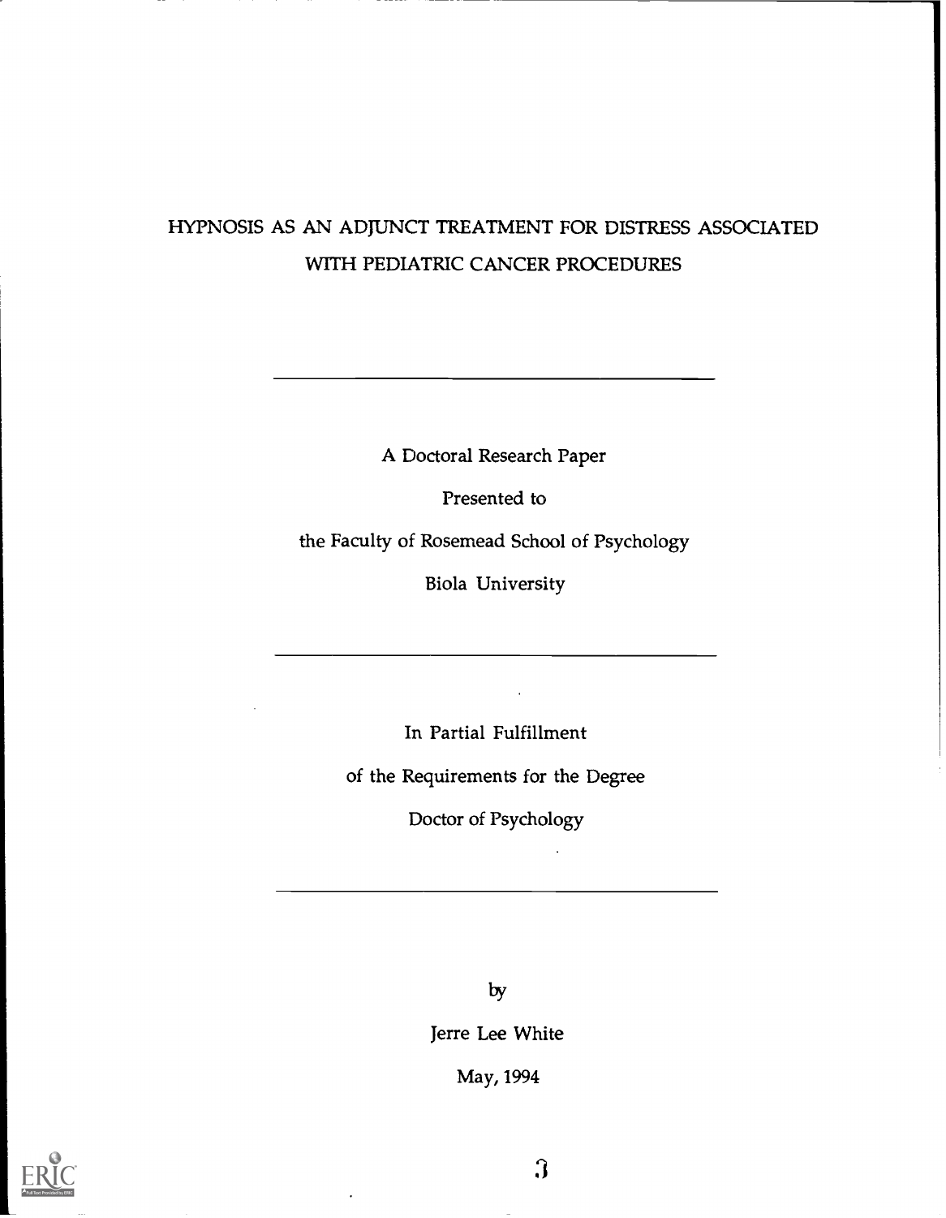# HYPNOSIS AS AN ADJUNCT TREATMENT FOR DISTRESS ASSOCIATED WITH PEDIATRIC CANCER PROCEDURES

---

A Doctoral Research Paper

Presented to

the Faculty of Rosemead School of Psychology

Biola University

---

In Partial Fulfillment

of the Requirements for the Degree

Doctor of Psychology

---

by

Jerre Lee White

May, 1994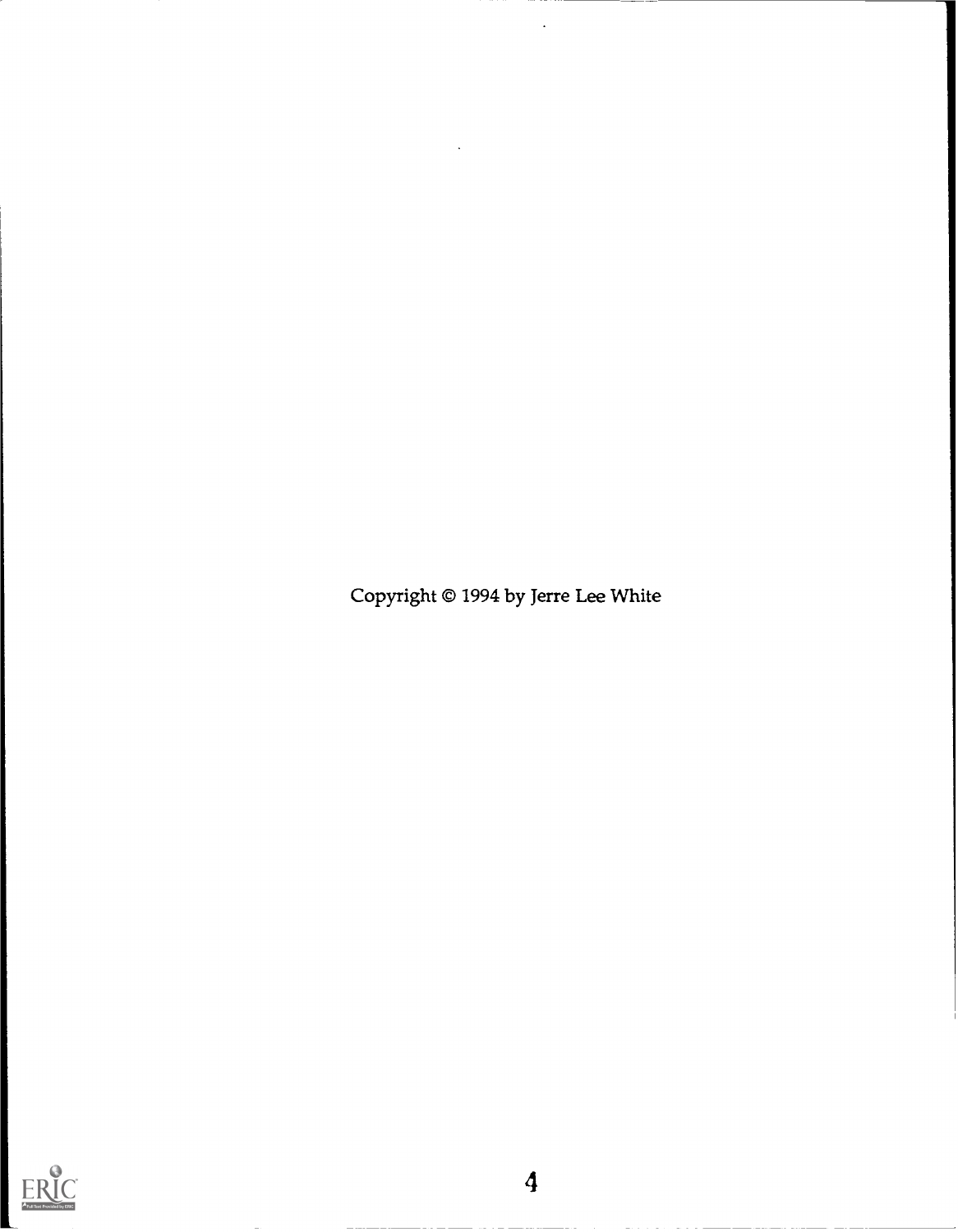Copyright © 1994 by Jerre Lee White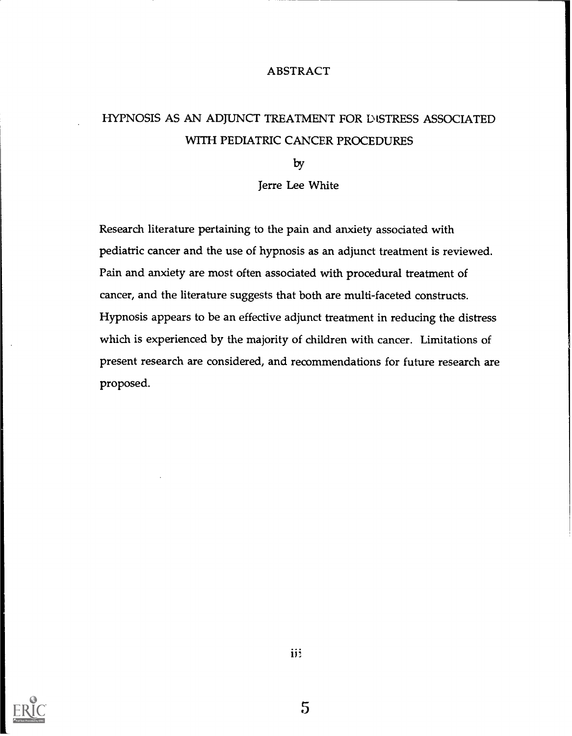# ABSTRACT

## HYPNOSIS AS AN ADJUNCT TREATMENT FOR DISTRESS ASSOCIATED WITH PEDIATRIC CANCER PROCEDURES

by

Jerre Lee White

Research literature pertaining to the pain and anxiety associated with pediatric cancer and the use of hypnosis as an adjunct treatment is reviewed. Pain and anxiety are most often associated with procedural treatment of cancer, and the literature suggests that both are multi-faceted constructs. Hypnosis appears to be an effective adjunct treatment in reducing the distress which is experienced by the majority of children with cancer. Limitations of present research are considered, and recommendations for future research are proposed.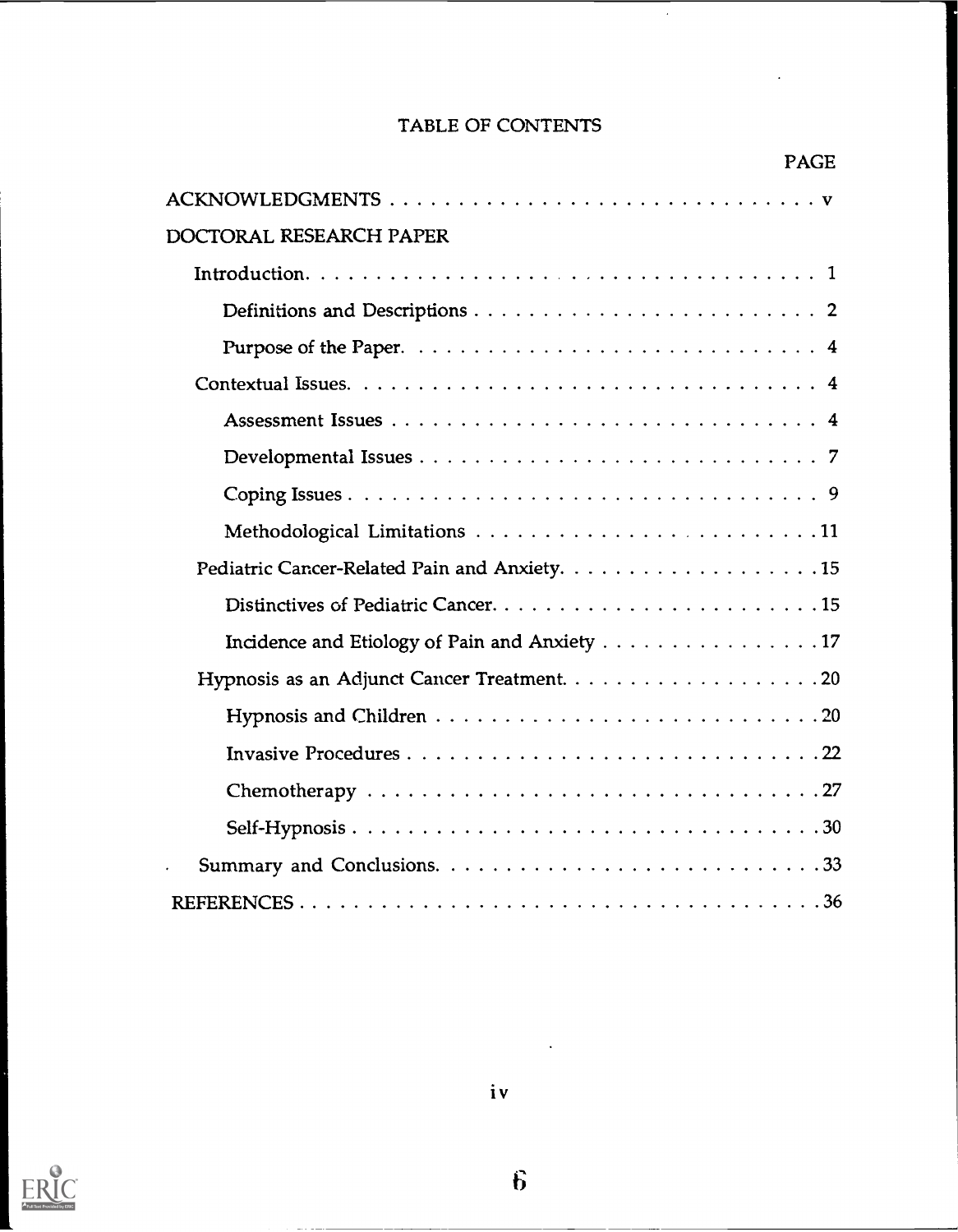# TABLE OF CONTENTS

| | PAGE |
|---|---|
| ACKNOWLEDGMENTS | v |
| DOCTORAL RESEARCH PAPER | |
| Introduction | 1 |
| Definitions and Descriptions | 2 |
| Purpose of the Paper | 4 |
| Contextual Issues | 4 |
| Assessment Issues | 4 |
| Developmental Issues | 7 |
| Coping Issues | 9 |
| Methodological Limitations | 11 |
| Pediatric Cancer-Related Pain and Anxiety | 15 |
| Distinctives of Pediatric Cancer | 15 |
| Incidence and Etiology of Pain and Anxiety | 17 |
| Hypnosis as an Adjunct Cancer Treatment | 20 |
| Hypnosis and Children | 20 |
| Invasive Procedures | 22 |
| Chemotherapy | 27 |
| Self-Hypnosis | 30 |
| Summary and Conclusions | 33 |
| REFERENCES | 36 |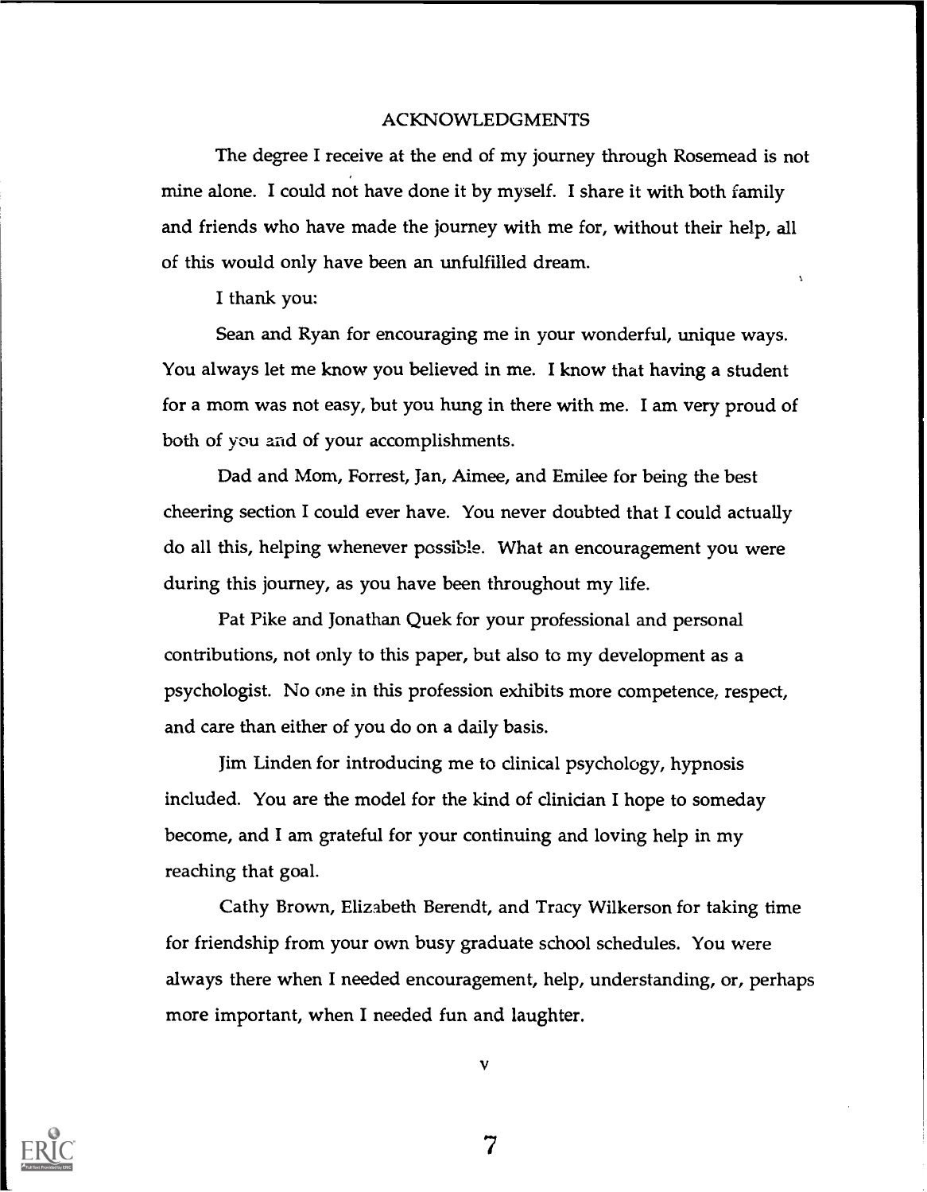## ACKNOWLEDGMENTS

The degree I receive at the end of my journey through Rosemead is not mine alone. I could not have done it by myself. I share it with both family and friends who have made the journey with me for, without their help, all of this would only have been an unfulfilled dream.

I thank you:

Sean and Ryan for encouraging me in your wonderful, unique ways. You always let me know you believed in me. I know that having a student for a mom was not easy, but you hung in there with me. I am very proud of both of you and of your accomplishments.

Dad and Mom, Forrest, Jan, Aimee, and Emilee for being the best cheering section I could ever have. You never doubted that I could actually do all this, helping whenever possible. What an encouragement you were during this journey, as you have been throughout my life.

Pat Pike and Jonathan Quek for your professional and personal contributions, not only to this paper, but also to my development as a psychologist. No one in this profession exhibits more competence, respect, and care than either of you do on a daily basis.

Jim Linden for introducing me to clinical psychology, hypnosis included. You are the model for the kind of clinician I hope to someday become, and I am grateful for your continuing and loving help in my reaching that goal.

Cathy Brown, Elizabeth Berendt, and Tracy Wilkerson for taking time for friendship from your own busy graduate school schedules. You were always there when I needed encouragement, help, understanding, or, perhaps more important, when I needed fun and laughter.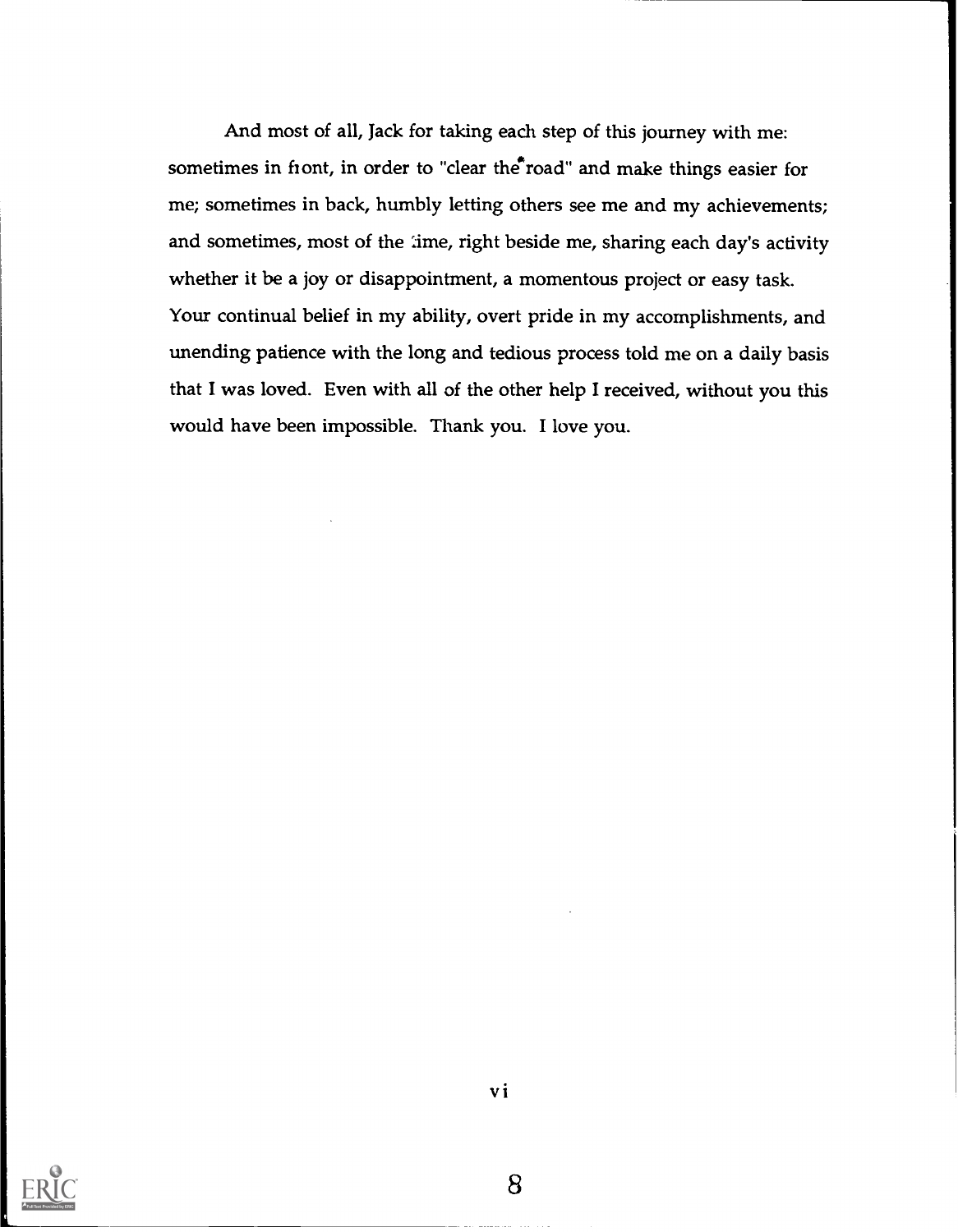And most of all, Jack for taking each step of this journey with me: sometimes in front, in order to "clear the road" and make things easier for me; sometimes in back, humbly letting others see me and my achievements; and sometimes, most of the time, right beside me, sharing each day's activity whether it be a joy or disappointment, a momentous project or easy task. Your continual belief in my ability, overt pride in my accomplishments, and unending patience with the long and tedious process told me on a daily basis that I was loved. Even with all of the other help I received, without you this would have been impossible. Thank you. I love you.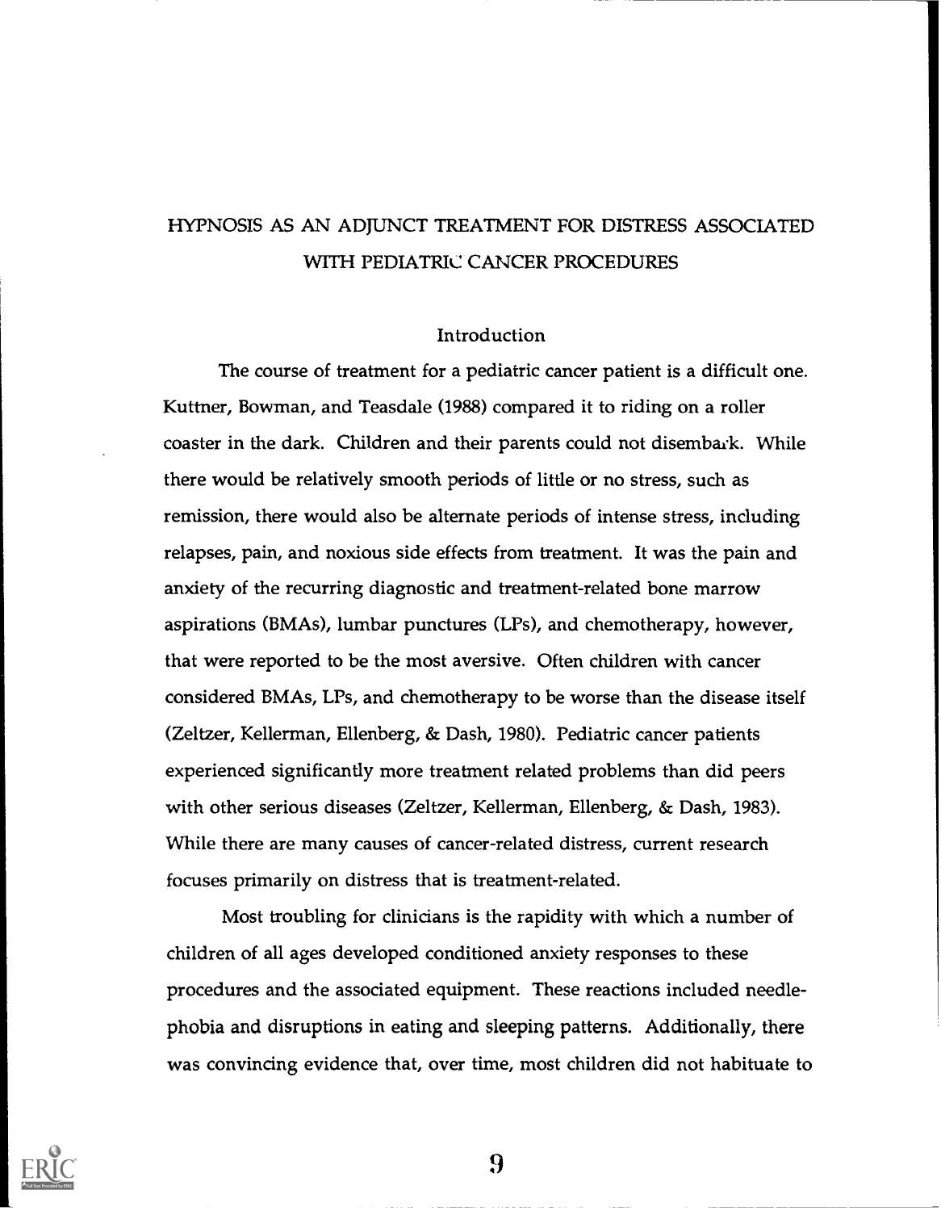# HYPNOSIS AS AN ADJUNCT TREATMENT FOR DISTRESS ASSOCIATED WITH PEDIATRIC CANCER PROCEDURES

## Introduction

The course of treatment for a pediatric cancer patient is a difficult one. Kuttner, Bowman, and Teasdale (1988) compared it to riding on a roller coaster in the dark. Children and their parents could not disembark. While there would be relatively smooth periods of little or no stress, such as remission, there would also be alternate periods of intense stress, including relapses, pain, and noxious side effects from treatment. It was the pain and anxiety of the recurring diagnostic and treatment-related bone marrow aspirations (BMAs), lumbar punctures (LPs), and chemotherapy, however, that were reported to be the most aversive. Often children with cancer considered BMAs, LPs, and chemotherapy to be worse than the disease itself (Zeltzer, Kellerman, Ellenberg, & Dash, 1980). Pediatric cancer patients experienced significantly more treatment related problems than did peers with other serious diseases (Zeltzer, Kellerman, Ellenberg, & Dash, 1983). While there are many causes of cancer-related distress, current research focuses primarily on distress that is treatment-related.

Most troubling for clinicians is the rapidity with which a number of children of all ages developed conditioned anxiety responses to these procedures and the associated equipment. These reactions included needle-phobia and disruptions in eating and sleeping patterns. Additionally, there was convincing evidence that, over time, most children did not habituate to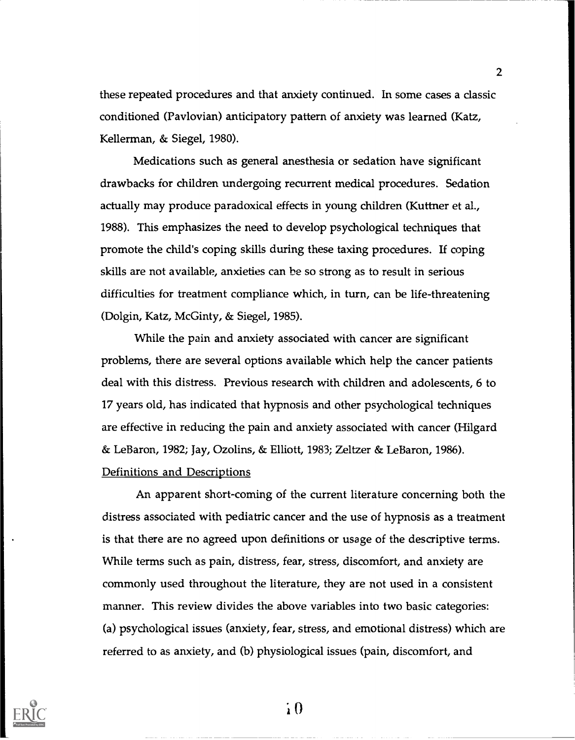these repeated procedures and that anxiety continued. In some cases a classic conditioned (Pavlovian) anticipatory pattern of anxiety was learned (Katz, Kellerman, & Siegel, 1980).

Medications such as general anesthesia or sedation have significant drawbacks for children undergoing recurrent medical procedures. Sedation actually may produce paradoxical effects in young children (Kuttner et al., 1988). This emphasizes the need to develop psychological techniques that promote the child's coping skills during these taxing procedures. If coping skills are not available, anxieties can be so strong as to result in serious difficulties for treatment compliance which, in turn, can be life-threatening (Dolgin, Katz, McGinty, & Siegel, 1985).

While the pain and anxiety associated with cancer are significant problems, there are several options available which help the cancer patients deal with this distress. Previous research with children and adolescents, 6 to 17 years old, has indicated that hypnosis and other psychological techniques are effective in reducing the pain and anxiety associated with cancer (Hilgard & LeBaron, 1982; Jay, Ozolins, & Elliott, 1983; Zeltzer & LeBaron, 1986).

Definitions and Descriptions

An apparent short-coming of the current literature concerning both the distress associated with pediatric cancer and the use of hypnosis as a treatment is that there are no agreed upon definitions or usage of the descriptive terms. While terms such as pain, distress, fear, stress, discomfort, and anxiety are commonly used throughout the literature, they are not used in a consistent manner. This review divides the above variables into two basic categories: (a) psychological issues (anxiety, fear, stress, and emotional distress) which are referred to as anxiety, and (b) physiological issues (pain, discomfort, and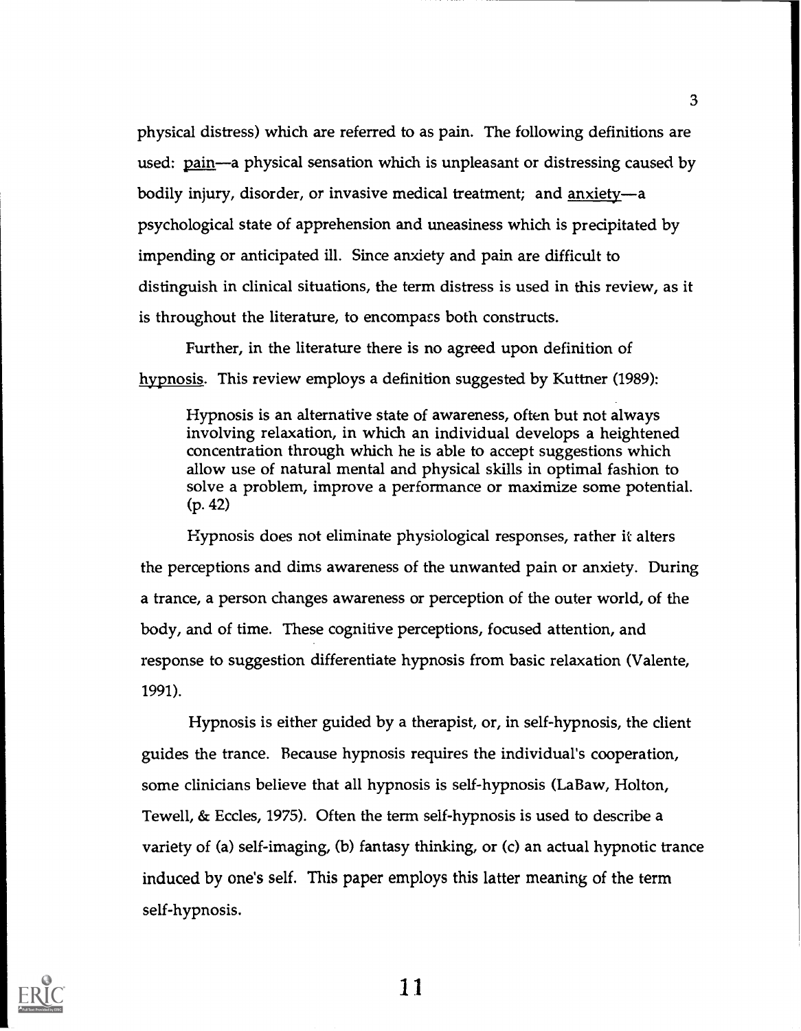physical distress) which are referred to as pain. The following definitions are used: pain—a physical sensation which is unpleasant or distressing caused by bodily injury, disorder, or invasive medical treatment; and anxiety—a psychological state of apprehension and uneasiness which is precipitated by impending or anticipated ill. Since anxiety and pain are difficult to distinguish in clinical situations, the term distress is used in this review, as it is throughout the literature, to encompass both constructs.

Further, in the literature there is no agreed upon definition of hypnosis. This review employs a definition suggested by Kuttner (1989):

> Hypnosis is an alternative state of awareness, often but not always involving relaxation, in which an individual develops a heightened concentration through which he is able to accept suggestions which allow use of natural mental and physical skills in optimal fashion to solve a problem, improve a performance or maximize some potential. (p. 42)

Hypnosis does not eliminate physiological responses, rather it alters the perceptions and dims awareness of the unwanted pain or anxiety. During a trance, a person changes awareness or perception of the outer world, of the body, and of time. These cognitive perceptions, focused attention, and response to suggestion differentiate hypnosis from basic relaxation (Valente, 1991).

Hypnosis is either guided by a therapist, or, in self-hypnosis, the client guides the trance. Because hypnosis requires the individual's cooperation, some clinicians believe that all hypnosis is self-hypnosis (LaBaw, Holton, Tewell, & Eccles, 1975). Often the term self-hypnosis is used to describe a variety of (a) self-imaging, (b) fantasy thinking, or (c) an actual hypnotic trance induced by one's self. This paper employs this latter meaning of the term self-hypnosis.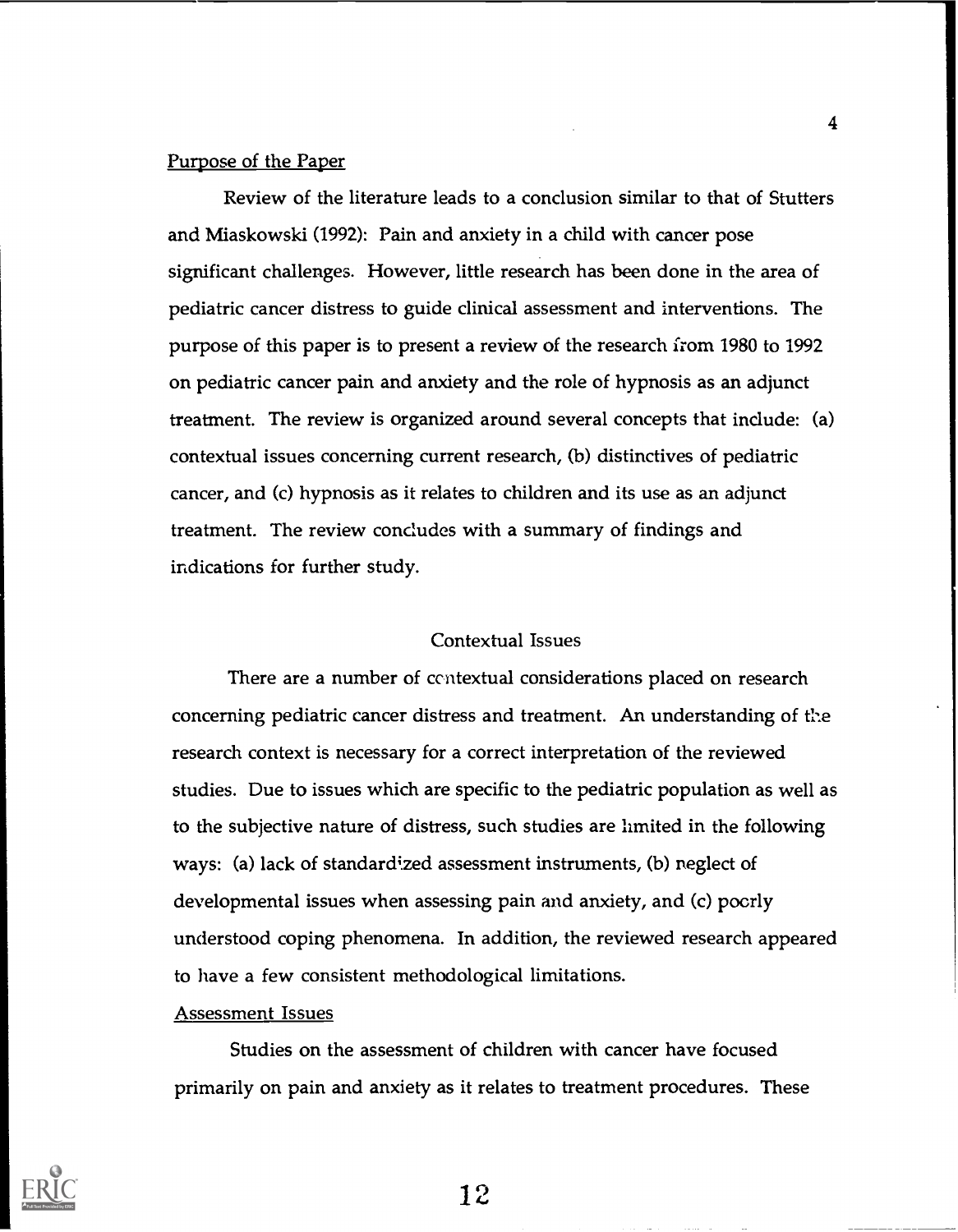Purpose of the Paper

Review of the literature leads to a conclusion similar to that of Stutters and Miaskowski (1992): Pain and anxiety in a child with cancer pose significant challenges. However, little research has been done in the area of pediatric cancer distress to guide clinical assessment and interventions. The purpose of this paper is to present a review of the research from 1980 to 1992 on pediatric cancer pain and anxiety and the role of hypnosis as an adjunct treatment. The review is organized around several concepts that include: (a) contextual issues concerning current research, (b) distinctives of pediatric cancer, and (c) hypnosis as it relates to children and its use as an adjunct treatment. The review concludes with a summary of findings and indications for further study.

## Contextual Issues

There are a number of contextual considerations placed on research concerning pediatric cancer distress and treatment. An understanding of the research context is necessary for a correct interpretation of the reviewed studies. Due to issues which are specific to the pediatric population as well as to the subjective nature of distress, such studies are limited in the following ways: (a) lack of standardized assessment instruments, (b) neglect of developmental issues when assessing pain and anxiety, and (c) poorly understood coping phenomena. In addition, the reviewed research appeared to have a few consistent methodological limitations.

Assessment Issues

Studies on the assessment of children with cancer have focused primarily on pain and anxiety as it relates to treatment procedures. These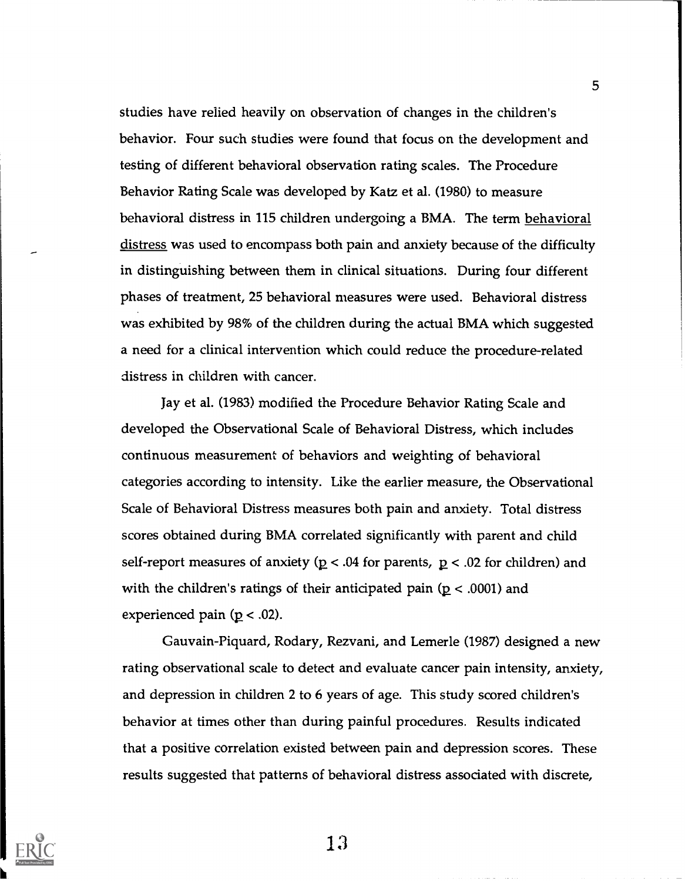studies have relied heavily on observation of changes in the children's behavior. Four such studies were found that focus on the development and testing of different behavioral observation rating scales. The Procedure Behavior Rating Scale was developed by Katz et al. (1980) to measure behavioral distress in 115 children undergoing a BMA. The term behavioral distress was used to encompass both pain and anxiety because of the difficulty in distinguishing between them in clinical situations. During four different phases of treatment, 25 behavioral measures were used. Behavioral distress was exhibited by 98% of the children during the actual BMA which suggested a need for a clinical intervention which could reduce the procedure-related distress in children with cancer.

Jay et al. (1983) modified the Procedure Behavior Rating Scale and developed the Observational Scale of Behavioral Distress, which includes continuous measurement of behaviors and weighting of behavioral categories according to intensity. Like the earlier measure, the Observational Scale of Behavioral Distress measures both pain and anxiety. Total distress scores obtained during BMA correlated significantly with parent and child self-report measures of anxiety ($p < .04$ for parents, $p < .02$ for children) and with the children's ratings of their anticipated pain ($p < .0001$) and experienced pain ($p < .02$).

Gauvain-Piquard, Rodary, Rezvani, and Lemerle (1987) designed a new rating observational scale to detect and evaluate cancer pain intensity, anxiety, and depression in children 2 to 6 years of age. This study scored children's behavior at times other than during painful procedures. Results indicated that a positive correlation existed between pain and depression scores. These results suggested that patterns of behavioral distress associated with discrete,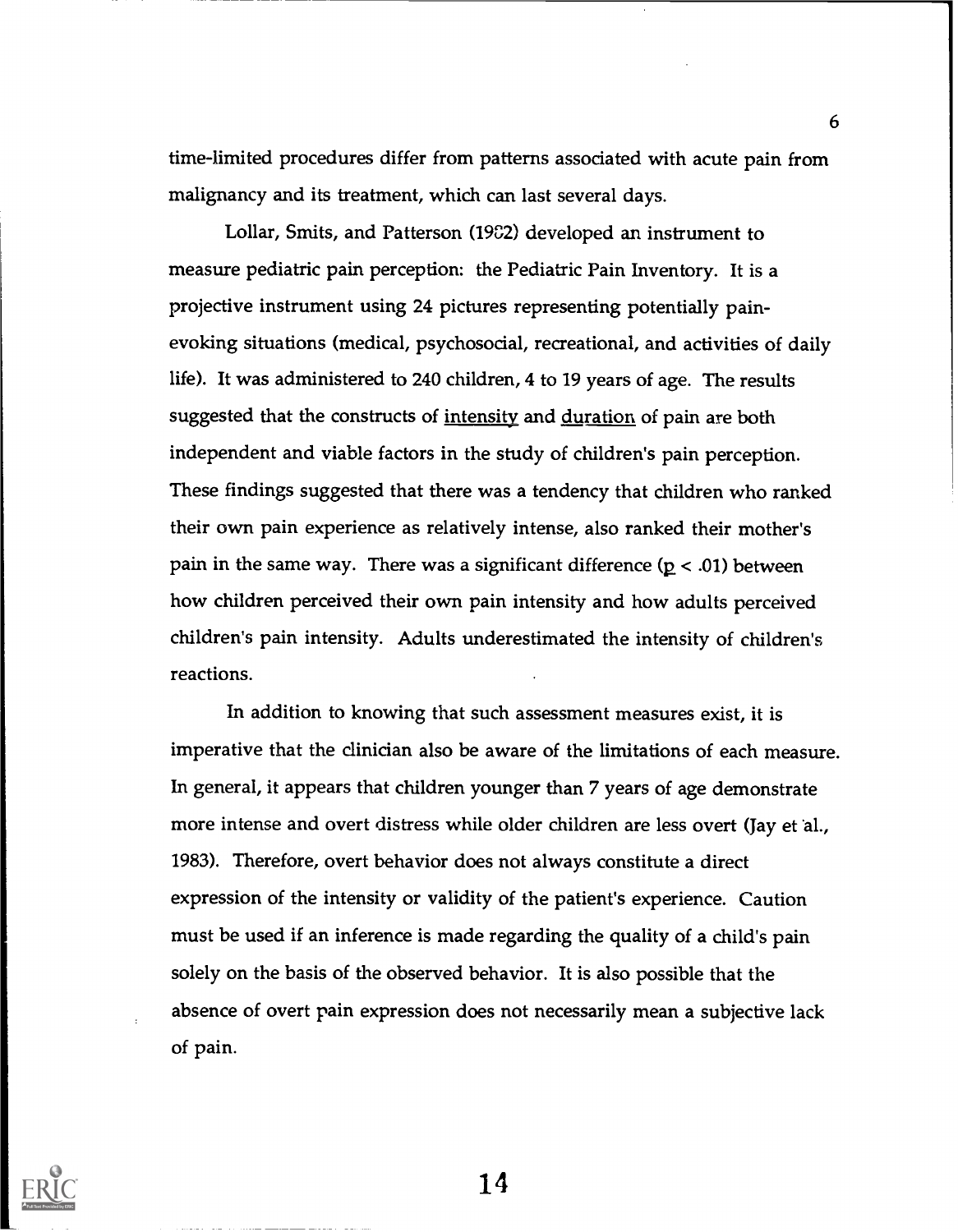time-limited procedures differ from patterns associated with acute pain from malignancy and its treatment, which can last several days.

Lollar, Smits, and Patterson (1982) developed an instrument to measure pediatric pain perception: the Pediatric Pain Inventory. It is a projective instrument using 24 pictures representing potentially pain-evoking situations (medical, psychosocial, recreational, and activities of daily life). It was administered to 240 children, 4 to 19 years of age. The results suggested that the constructs of intensity and duration of pain are both independent and viable factors in the study of children's pain perception. These findings suggested that there was a tendency that children who ranked their own pain experience as relatively intense, also ranked their mother's pain in the same way. There was a significant difference ($p < .01$) between how children perceived their own pain intensity and how adults perceived children's pain intensity. Adults underestimated the intensity of children's reactions.

In addition to knowing that such assessment measures exist, it is imperative that the clinician also be aware of the limitations of each measure. In general, it appears that children younger than 7 years of age demonstrate more intense and overt distress while older children are less overt (Jay et al., 1983). Therefore, overt behavior does not always constitute a direct expression of the intensity or validity of the patient's experience. Caution must be used if an inference is made regarding the quality of a child's pain solely on the basis of the observed behavior. It is also possible that the absence of overt pain expression does not necessarily mean a subjective lack of pain.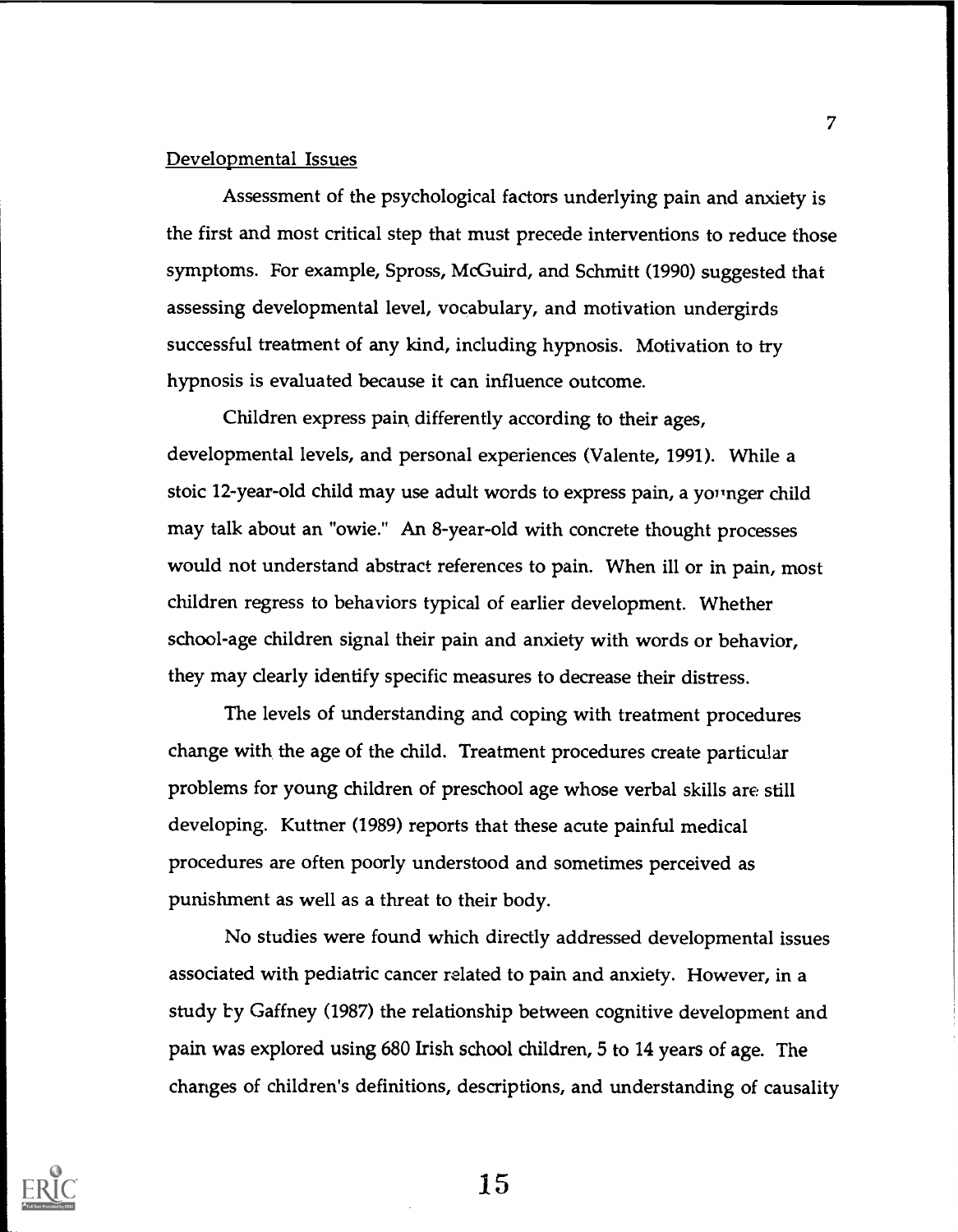## Developmental Issues

Assessment of the psychological factors underlying pain and anxiety is the first and most critical step that must precede interventions to reduce those symptoms. For example, Spross, McGuird, and Schmitt (1990) suggested that assessing developmental level, vocabulary, and motivation undergirds successful treatment of any kind, including hypnosis. Motivation to try hypnosis is evaluated because it can influence outcome.

Children express pain differently according to their ages, developmental levels, and personal experiences (Valente, 1991). While a stoic 12-year-old child may use adult words to express pain, a younger child may talk about an "owie." An 8-year-old with concrete thought processes would not understand abstract references to pain. When ill or in pain, most children regress to behaviors typical of earlier development. Whether school-age children signal their pain and anxiety with words or behavior, they may clearly identify specific measures to decrease their distress.

The levels of understanding and coping with treatment procedures change with the age of the child. Treatment procedures create particular problems for young children of preschool age whose verbal skills are still developing. Kuttner (1989) reports that these acute painful medical procedures are often poorly understood and sometimes perceived as punishment as well as a threat to their body.

No studies were found which directly addressed developmental issues associated with pediatric cancer related to pain and anxiety. However, in a study by Gaffney (1987) the relationship between cognitive development and pain was explored using 680 Irish school children, 5 to 14 years of age. The changes of children's definitions, descriptions, and understanding of causality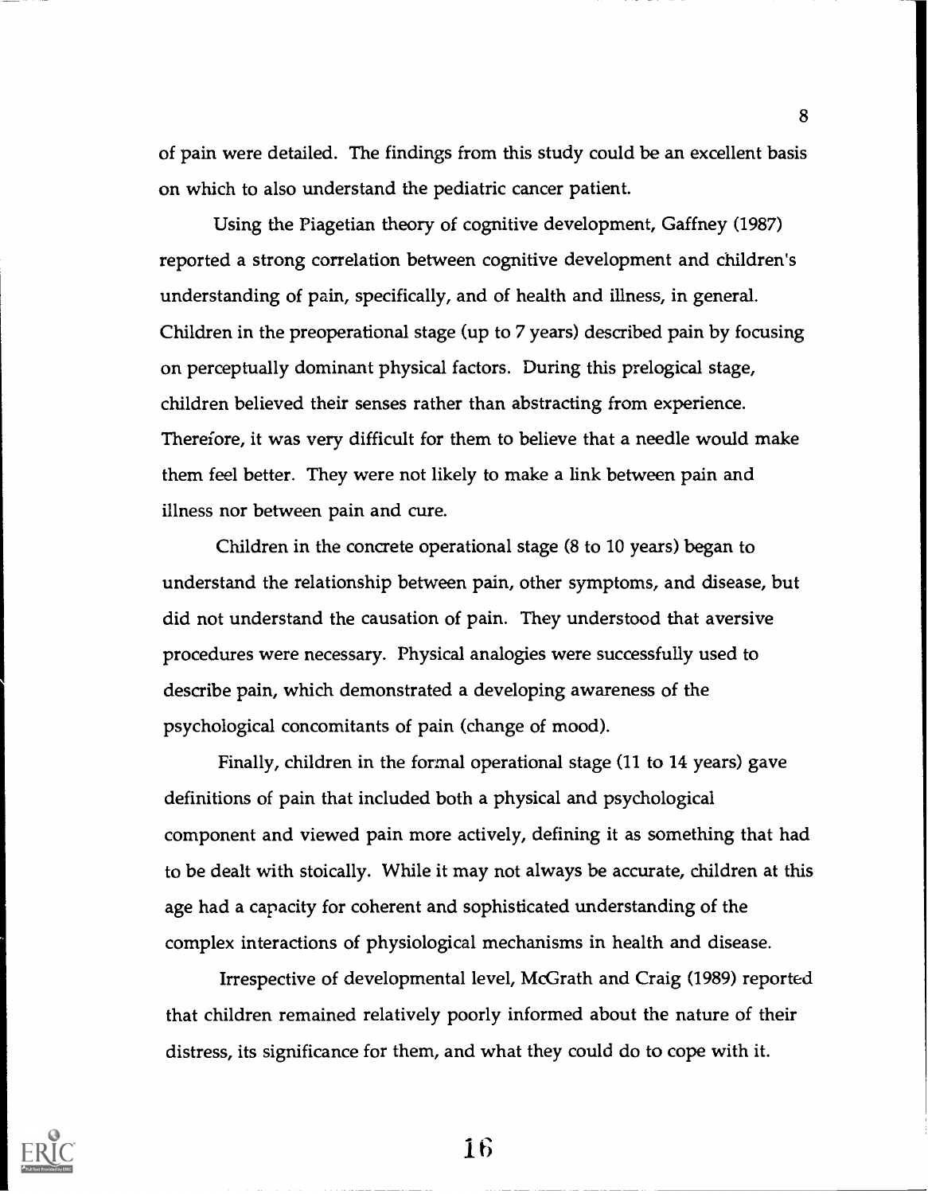of pain were detailed. The findings from this study could be an excellent basis on which to also understand the pediatric cancer patient.

Using the Piagetian theory of cognitive development, Gaffney (1987) reported a strong correlation between cognitive development and children's understanding of pain, specifically, and of health and illness, in general. Children in the preoperational stage (up to 7 years) described pain by focusing on perceptually dominant physical factors. During this prelogical stage, children believed their senses rather than abstracting from experience. Therefore, it was very difficult for them to believe that a needle would make them feel better. They were not likely to make a link between pain and illness nor between pain and cure.

Children in the concrete operational stage (8 to 10 years) began to understand the relationship between pain, other symptoms, and disease, but did not understand the causation of pain. They understood that aversive procedures were necessary. Physical analogies were successfully used to describe pain, which demonstrated a developing awareness of the psychological concomitants of pain (change of mood).

Finally, children in the formal operational stage (11 to 14 years) gave definitions of pain that included both a physical and psychological component and viewed pain more actively, defining it as something that had to be dealt with stoically. While it may not always be accurate, children at this age had a capacity for coherent and sophisticated understanding of the complex interactions of physiological mechanisms in health and disease.

Irrespective of developmental level, McGrath and Craig (1989) reported that children remained relatively poorly informed about the nature of their distress, its significance for them, and what they could do to cope with it.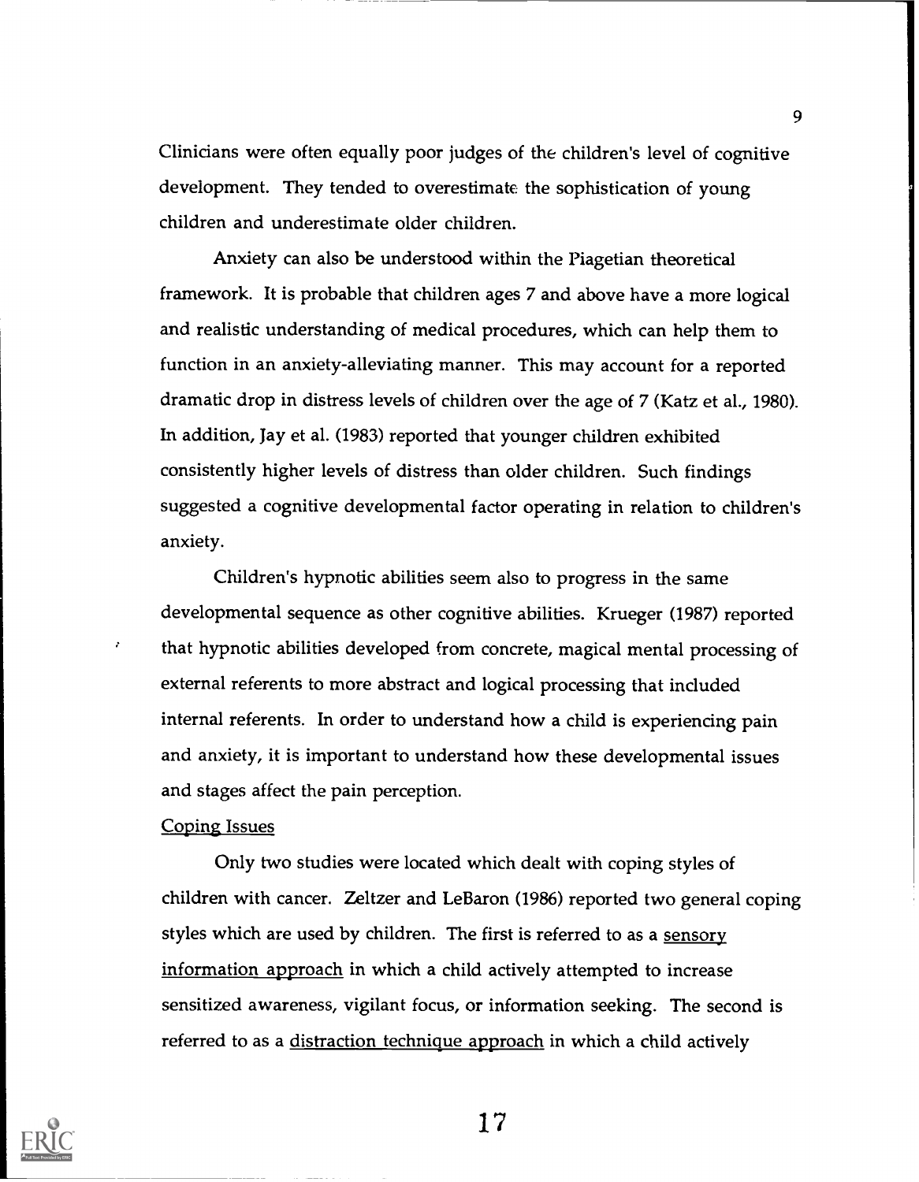Clinicians were often equally poor judges of the children's level of cognitive development. They tended to overestimate the sophistication of young children and underestimate older children.

Anxiety can also be understood within the Piagetian theoretical framework. It is probable that children ages 7 and above have a more logical and realistic understanding of medical procedures, which can help them to function in an anxiety-alleviating manner. This may account for a reported dramatic drop in distress levels of children over the age of 7 (Katz et al., 1980). In addition, Jay et al. (1983) reported that younger children exhibited consistently higher levels of distress than older children. Such findings suggested a cognitive developmental factor operating in relation to children's anxiety.

Children's hypnotic abilities seem also to progress in the same developmental sequence as other cognitive abilities. Krueger (1987) reported that hypnotic abilities developed from concrete, magical mental processing of external referents to more abstract and logical processing that included internal referents. In order to understand how a child is experiencing pain and anxiety, it is important to understand how these developmental issues and stages affect the pain perception.

### Coping Issues

Only two studies were located which dealt with coping styles of children with cancer. Zeltzer and LeBaron (1986) reported two general coping styles which are used by children. The first is referred to as a _sensory information approach_ in which a child actively attempted to increase sensitized awareness, vigilant focus, or information seeking. The second is referred to as a _distraction technique approach_ in which a child actively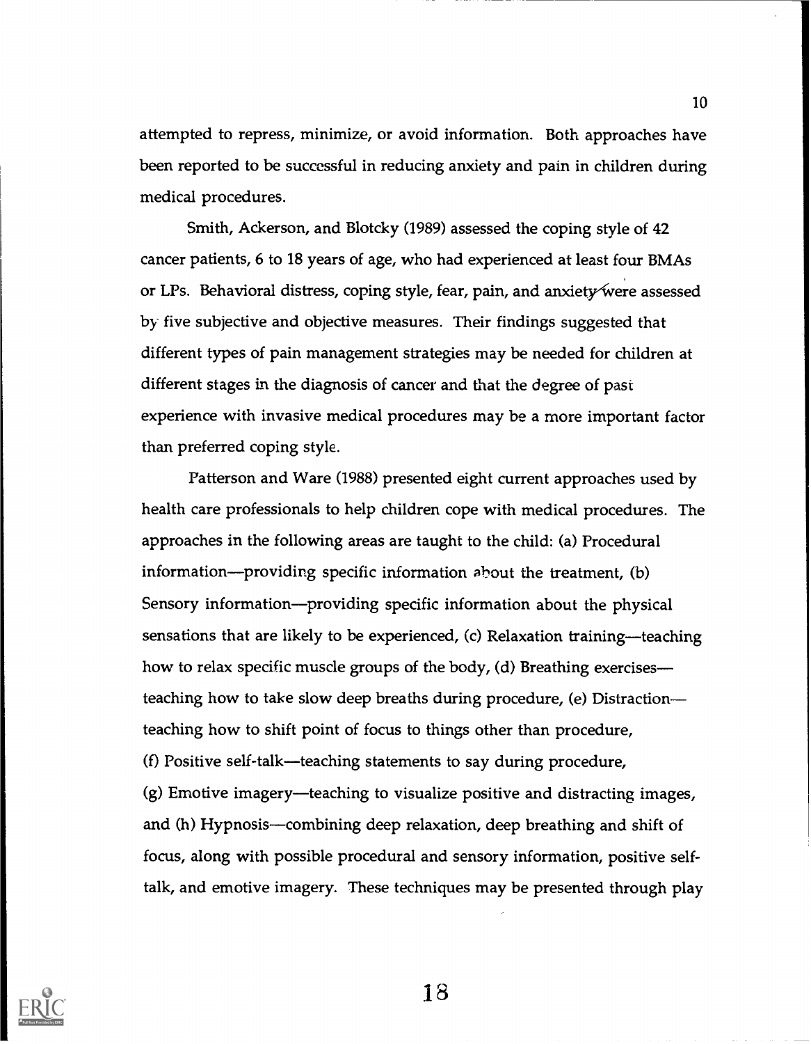attempted to repress, minimize, or avoid information. Both approaches have been reported to be successful in reducing anxiety and pain in children during medical procedures.

Smith, Ackerson, and Blotcky (1989) assessed the coping style of 42 cancer patients, 6 to 18 years of age, who had experienced at least four BMAs or LPs. Behavioral distress, coping style, fear, pain, and anxiety were assessed by five subjective and objective measures. Their findings suggested that different types of pain management strategies may be needed for children at different stages in the diagnosis of cancer and that the degree of past experience with invasive medical procedures may be a more important factor than preferred coping style.

Patterson and Ware (1988) presented eight current approaches used by health care professionals to help children cope with medical procedures. The approaches in the following areas are taught to the child: (a) Procedural information—providing specific information about the treatment, (b) Sensory information—providing specific information about the physical sensations that are likely to be experienced, (c) Relaxation training—teaching how to relax specific muscle groups of the body, (d) Breathing exercises—teaching how to take slow deep breaths during procedure, (e) Distraction—teaching how to shift point of focus to things other than procedure, (f) Positive self-talk—teaching statements to say during procedure, (g) Emotive imagery—teaching to visualize positive and distracting images, and (h) Hypnosis—combining deep relaxation, deep breathing and shift of focus, along with possible procedural and sensory information, positive self-talk, and emotive imagery. These techniques may be presented through play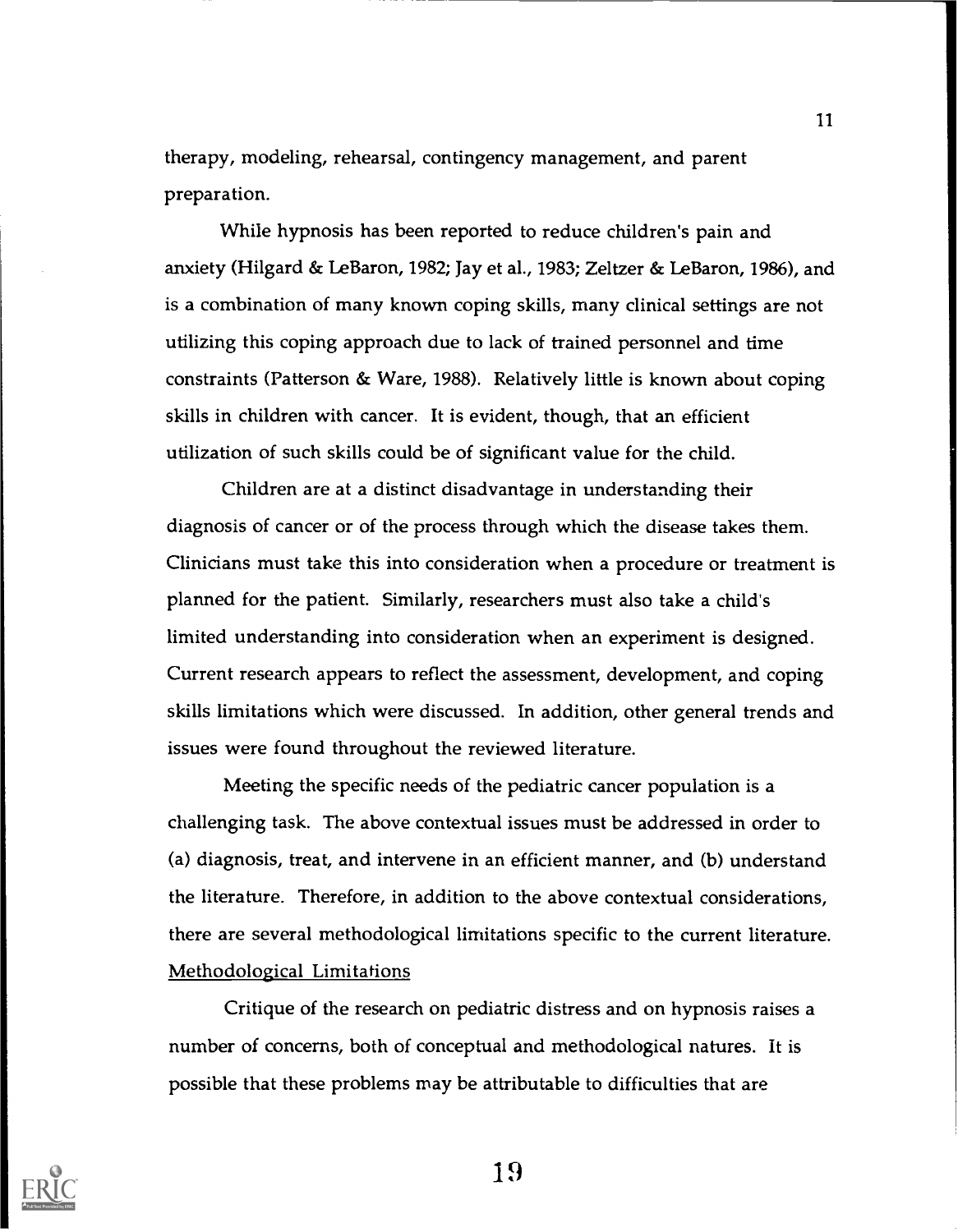therapy, modeling, rehearsal, contingency management, and parent preparation.

While hypnosis has been reported to reduce children's pain and anxiety (Hilgard & LeBaron, 1982; Jay et al., 1983; Zeltzer & LeBaron, 1986), and is a combination of many known coping skills, many clinical settings are not utilizing this coping approach due to lack of trained personnel and time constraints (Patterson & Ware, 1988). Relatively little is known about coping skills in children with cancer. It is evident, though, that an efficient utilization of such skills could be of significant value for the child.

Children are at a distinct disadvantage in understanding their diagnosis of cancer or of the process through which the disease takes them. Clinicians must take this into consideration when a procedure or treatment is planned for the patient. Similarly, researchers must also take a child's limited understanding into consideration when an experiment is designed. Current research appears to reflect the assessment, development, and coping skills limitations which were discussed. In addition, other general trends and issues were found throughout the reviewed literature.

Meeting the specific needs of the pediatric cancer population is a challenging task. The above contextual issues must be addressed in order to (a) diagnosis, treat, and intervene in an efficient manner, and (b) understand the literature. Therefore, in addition to the above contextual considerations, there are several methodological limitations specific to the current literature.

## Methodological Limitations

Critique of the research on pediatric distress and on hypnosis raises a number of concerns, both of conceptual and methodological natures. It is possible that these problems may be attributable to difficulties that are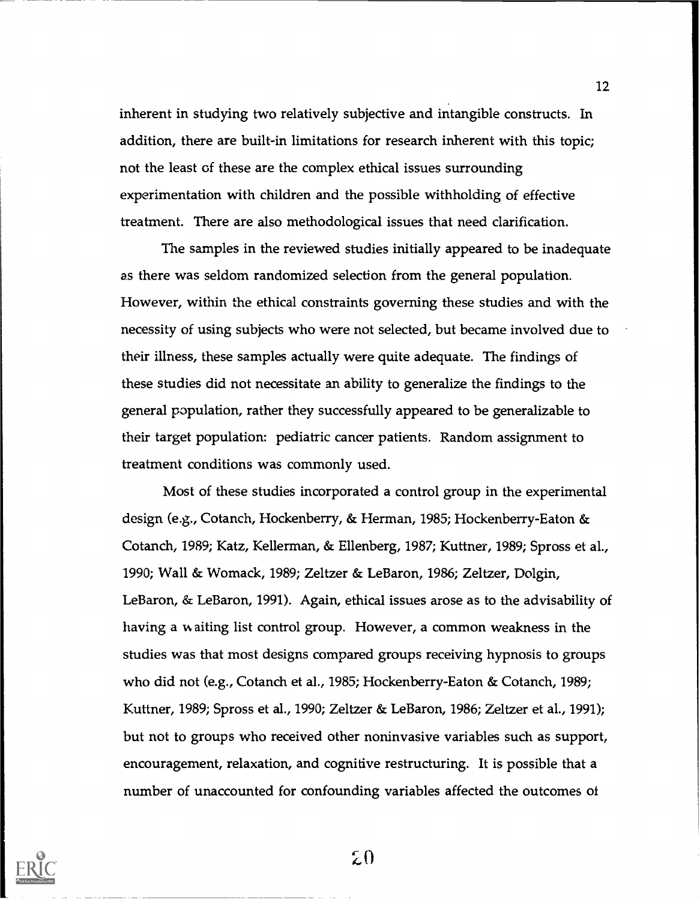inherent in studying two relatively subjective and intangible constructs. In addition, there are built-in limitations for research inherent with this topic; not the least of these are the complex ethical issues surrounding experimentation with children and the possible withholding of effective treatment. There are also methodological issues that need clarification.

The samples in the reviewed studies initially appeared to be inadequate as there was seldom randomized selection from the general population. However, within the ethical constraints governing these studies and with the necessity of using subjects who were not selected, but became involved due to their illness, these samples actually were quite adequate. The findings of these studies did not necessitate an ability to generalize the findings to the general population, rather they successfully appeared to be generalizable to their target population: pediatric cancer patients. Random assignment to treatment conditions was commonly used.

Most of these studies incorporated a control group in the experimental design (e.g., Cotanch, Hockenberry, & Herman, 1985; Hockenberry-Eaton & Cotanch, 1989; Katz, Kellerman, & Ellenberg, 1987; Kuttner, 1989; Spross et al., 1990; Wall & Womack, 1989; Zeltzer & LeBaron, 1986; Zeltzer, Dolgin, LeBaron, & LeBaron, 1991). Again, ethical issues arose as to the advisability of having a waiting list control group. However, a common weakness in the studies was that most designs compared groups receiving hypnosis to groups who did not (e.g., Cotanch et al., 1985; Hockenberry-Eaton & Cotanch, 1989; Kuttner, 1989; Spross et al., 1990; Zeltzer & LeBaron, 1986; Zeltzer et al., 1991); but not to groups who received other noninvasive variables such as support, encouragement, relaxation, and cognitive restructuring. It is possible that a number of unaccounted for confounding variables affected the outcomes of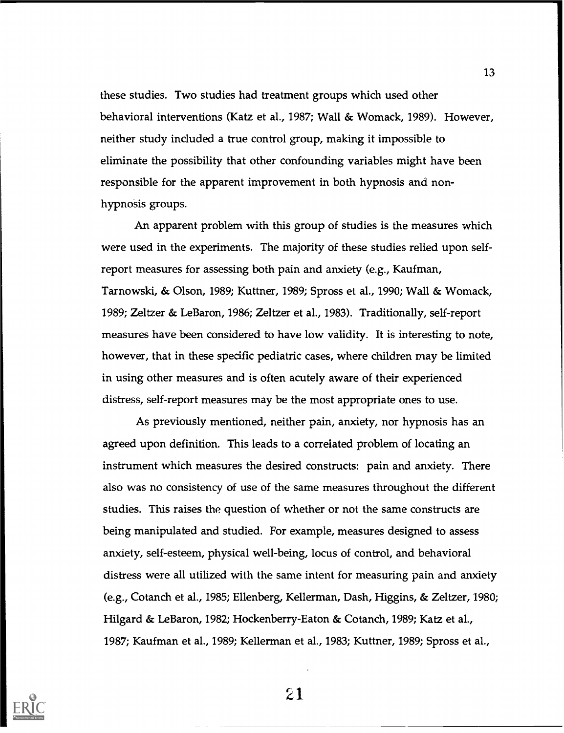these studies. Two studies had treatment groups which used other behavioral interventions (Katz et al., 1987; Wall & Womack, 1989). However, neither study included a true control group, making it impossible to eliminate the possibility that other confounding variables might have been responsible for the apparent improvement in both hypnosis and non-hypnosis groups.

An apparent problem with this group of studies is the measures which were used in the experiments. The majority of these studies relied upon self-report measures for assessing both pain and anxiety (e.g., Kaufman, Tarnowski, & Olson, 1989; Kuttner, 1989; Spross et al., 1990; Wall & Womack, 1989; Zeltzer & LeBaron, 1986; Zeltzer et al., 1983). Traditionally, self-report measures have been considered to have low validity. It is interesting to note, however, that in these specific pediatric cases, where children may be limited in using other measures and is often acutely aware of their experienced distress, self-report measures may be the most appropriate ones to use.

As previously mentioned, neither pain, anxiety, nor hypnosis has an agreed upon definition. This leads to a correlated problem of locating an instrument which measures the desired constructs: pain and anxiety. There also was no consistency of use of the same measures throughout the different studies. This raises the question of whether or not the same constructs are being manipulated and studied. For example, measures designed to assess anxiety, self-esteem, physical well-being, locus of control, and behavioral distress were all utilized with the same intent for measuring pain and anxiety (e.g., Cotanch et al., 1985; Ellenberg, Kellerman, Dash, Higgins, & Zeltzer, 1980; Hilgard & LeBaron, 1982; Hockenberry-Eaton & Cotanch, 1989; Katz et al., 1987; Kaufman et al., 1989; Kellerman et al., 1983; Kuttner, 1989; Spross et al.,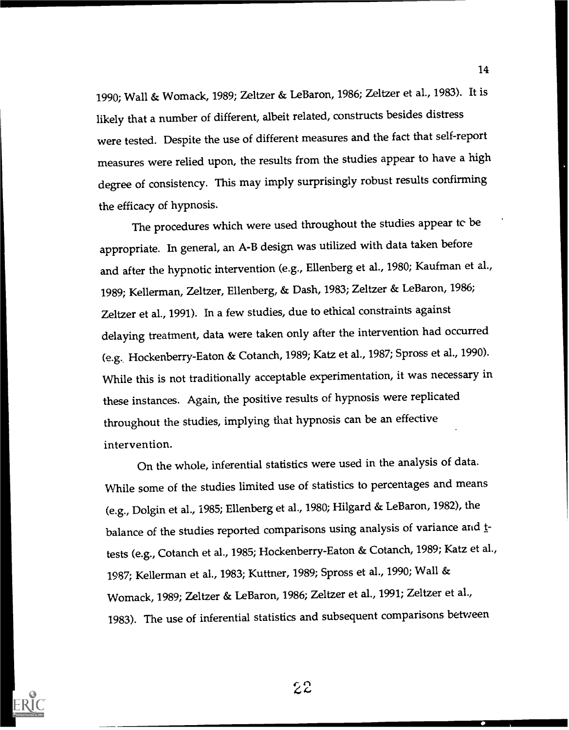1990; Wall & Womack, 1989; Zeltzer & LeBaron, 1986; Zeltzer et al., 1983). It is likely that a number of different, albeit related, constructs besides distress were tested. Despite the use of different measures and the fact that self-report measures were relied upon, the results from the studies appear to have a high degree of consistency. This may imply surprisingly robust results confirming the efficacy of hypnosis.

The procedures which were used throughout the studies appear tc be appropriate. In general, an A-B design was utilized with data taken before and after the hypnotic intervention (e.g., Ellenberg et al., 1980; Kaufman et al., 1989; Kellerman, Zeltzer, Ellenberg, & Dash, 1983; Zeltzer & LeBaron, 1986; Zeltzer et al., 1991). In a few studies, due to ethical constraints against delaying treatment, data were taken only after the intervention had occurred (e.g. Hockenberry-Eaton & Cotanch, 1989; Katz et al., 1987; Spross et al., 1990). While this is not traditionally acceptable experimentation, it was necessary in these instances. Again, the positive results of hypnosis were replicated throughout the studies, implying that hypnosis can be an effective intervention.

On the whole, inferential statistics were used in the analysis of data. While some of the studies limited use of statistics to percentages and means (e.g., Dolgin et al., 1985; Ellenberg et al., 1980; Hilgard & LeBaron, 1982), the balance of the studies reported comparisons using analysis of variance and *t*-tests (e.g., Cotanch et al., 1985; Hockenberry-Eaton & Cotanch, 1989; Katz et al., 1987; Kellerman et al., 1983; Kuttner, 1989; Spross et al., 1990; Wall & Womack, 1989; Zeltzer & LeBaron, 1986; Zeltzer et al., 1991; Zeltzer et al., 1983). The use of inferential statistics and subsequent comparisons between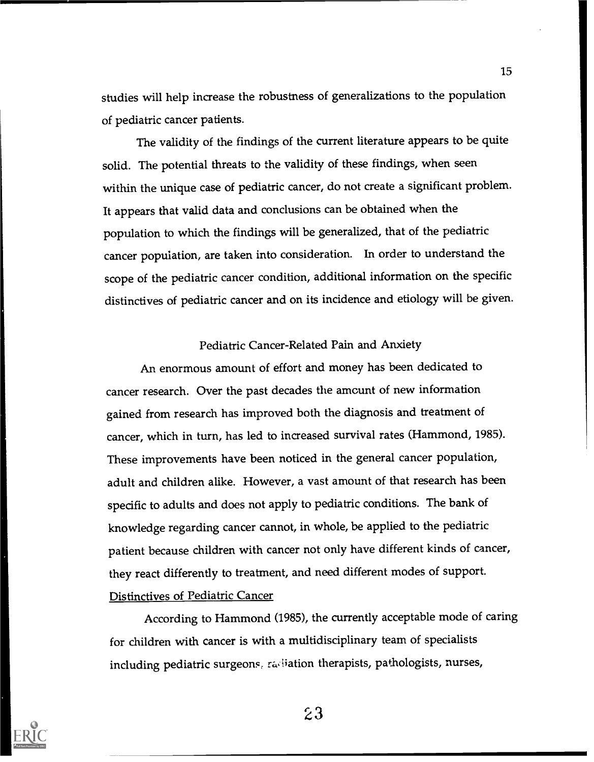studies will help increase the robustness of generalizations to the population of pediatric cancer patients.

The validity of the findings of the current literature appears to be quite solid. The potential threats to the validity of these findings, when seen within the unique case of pediatric cancer, do not create a significant problem. It appears that valid data and conclusions can be obtained when the population to which the findings will be generalized, that of the pediatric cancer popuiation, are taken into consideration. In order to understand the scope of the pediatric cancer condition, additional information on the specific distinctives of pediatric cancer and on its incidence and etiology will be given.

## Pediatric Cancer-Related Pain and Anxiety

An enormous amount of effort and money has been dedicated to cancer research. Over the past decades the amount of new information gained from research has improved both the diagnosis and treatment of cancer, which in turn, has led to increased survival rates (Hammond, 1985). These improvements have been noticed in the general cancer population, adult and children alike. However, a vast amount of that research has been specific to adults and does not apply to pediatric conditions. The bank of knowledge regarding cancer cannot, in whole, be applied to the pediatric patient because children with cancer not only have different kinds of cancer, they react differently to treatment, and need different modes of support.

### Distinctives of Pediatric Cancer

According to Hammond (1985), the currently acceptable mode of caring for children with cancer is with a multidisciplinary team of specialists including pediatric surgeons, radiation therapists, pathologists, nurses,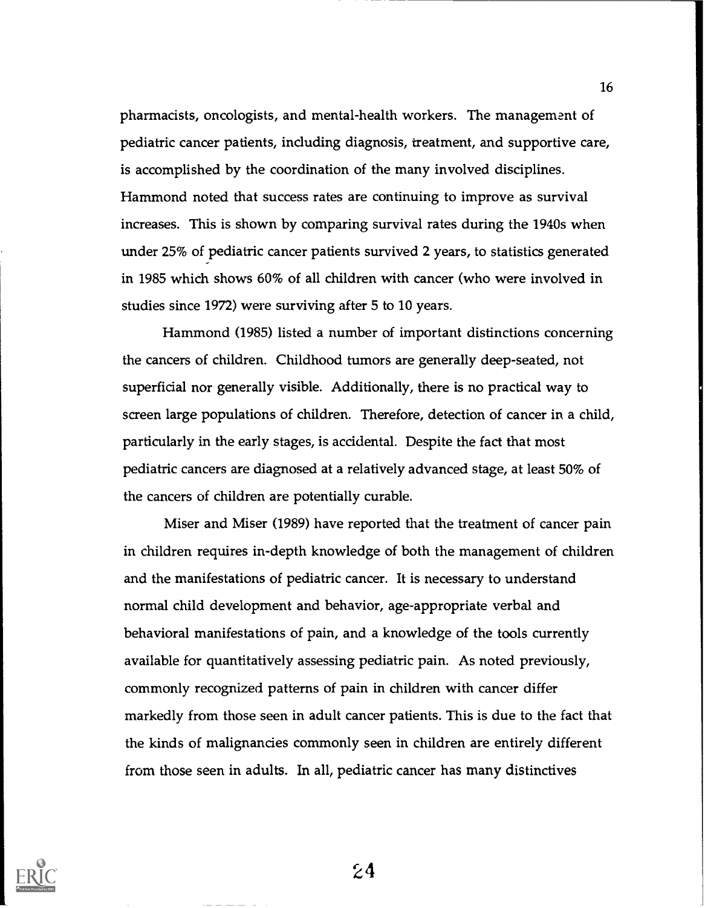pharmacists, oncologists, and mental-health workers. The management of pediatric cancer patients, including diagnosis, treatment, and supportive care, is accomplished by the coordination of the many involved disciplines. Hammond noted that success rates are continuing to improve as survival increases. This is shown by comparing survival rates during the 1940s when under 25% of pediatric cancer patients survived 2 years, to statistics generated in 1985 which shows 60% of all children with cancer (who were involved in studies since 1972) were surviving after 5 to 10 years.

Hammond (1985) listed a number of important distinctions concerning the cancers of children. Childhood tumors are generally deep-seated, not superficial nor generally visible. Additionally, there is no practical way to screen large populations of children. Therefore, detection of cancer in a child, particularly in the early stages, is accidental. Despite the fact that most pediatric cancers are diagnosed at a relatively advanced stage, at least 50% of the cancers of children are potentially curable.

Miser and Miser (1989) have reported that the treatment of cancer pain in children requires in-depth knowledge of both the management of children and the manifestations of pediatric cancer. It is necessary to understand normal child development and behavior, age-appropriate verbal and behavioral manifestations of pain, and a knowledge of the tools currently available for quantitatively assessing pediatric pain. As noted previously, commonly recognized patterns of pain in children with cancer differ markedly from those seen in adult cancer patients. This is due to the fact that the kinds of malignancies commonly seen in children are entirely different from those seen in adults. In all, pediatric cancer has many distinctives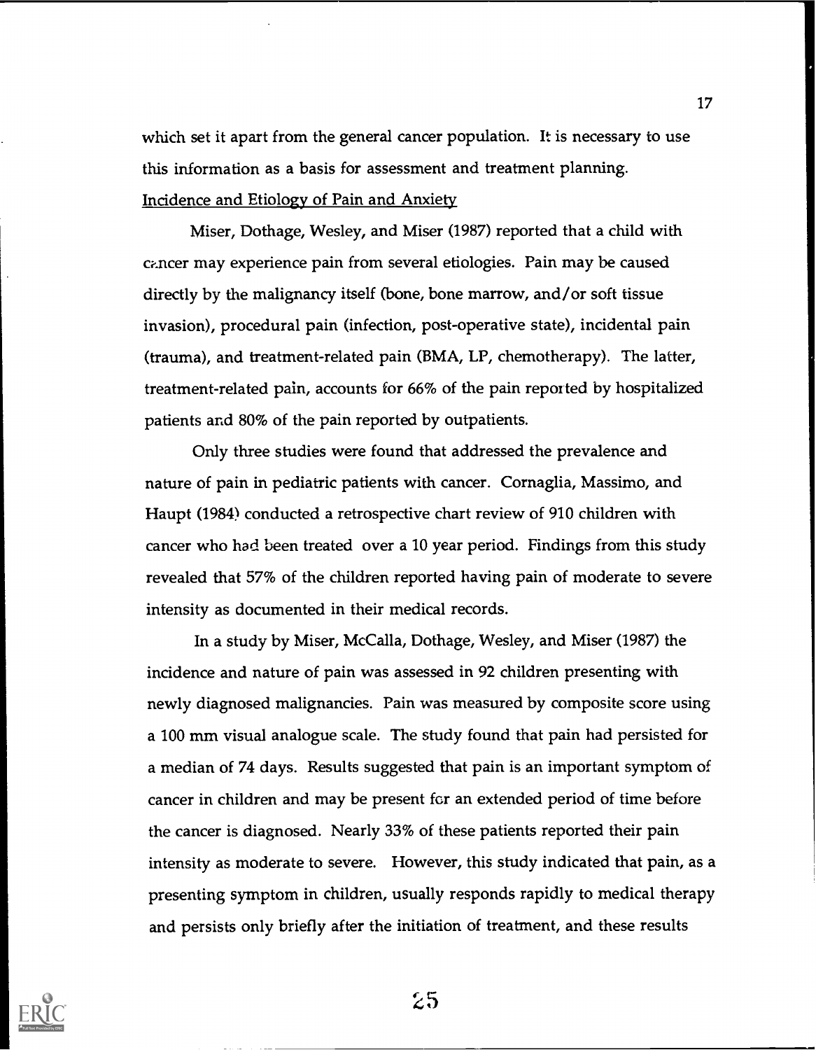which set it apart from the general cancer population. It is necessary to use this information as a basis for assessment and treatment planning.

Incidence and Etiology of Pain and Anxiety

Miser, Dothage, Wesley, and Miser (1987) reported that a child with cancer may experience pain from several etiologies. Pain may be caused directly by the malignancy itself (bone, bone marrow, and/or soft tissue invasion), procedural pain (infection, post-operative state), incidental pain (trauma), and treatment-related pain (BMA, LP, chemotherapy). The latter, treatment-related pain, accounts for 66% of the pain reported by hospitalized patients and 80% of the pain reported by outpatients.

Only three studies were found that addressed the prevalence and nature of pain in pediatric patients with cancer. Cornaglia, Massimo, and Haupt (1984) conducted a retrospective chart review of 910 children with cancer who had been treated over a 10 year period. Findings from this study revealed that 57% of the children reported having pain of moderate to severe intensity as documented in their medical records.

In a study by Miser, McCalla, Dothage, Wesley, and Miser (1987) the incidence and nature of pain was assessed in 92 children presenting with newly diagnosed malignancies. Pain was measured by composite score using a 100 mm visual analogue scale. The study found that pain had persisted for a median of 74 days. Results suggested that pain is an important symptom of cancer in children and may be present for an extended period of time before the cancer is diagnosed. Nearly 33% of these patients reported their pain intensity as moderate to severe. However, this study indicated that pain, as a presenting symptom in children, usually responds rapidly to medical therapy and persists only briefly after the initiation of treatment, and these results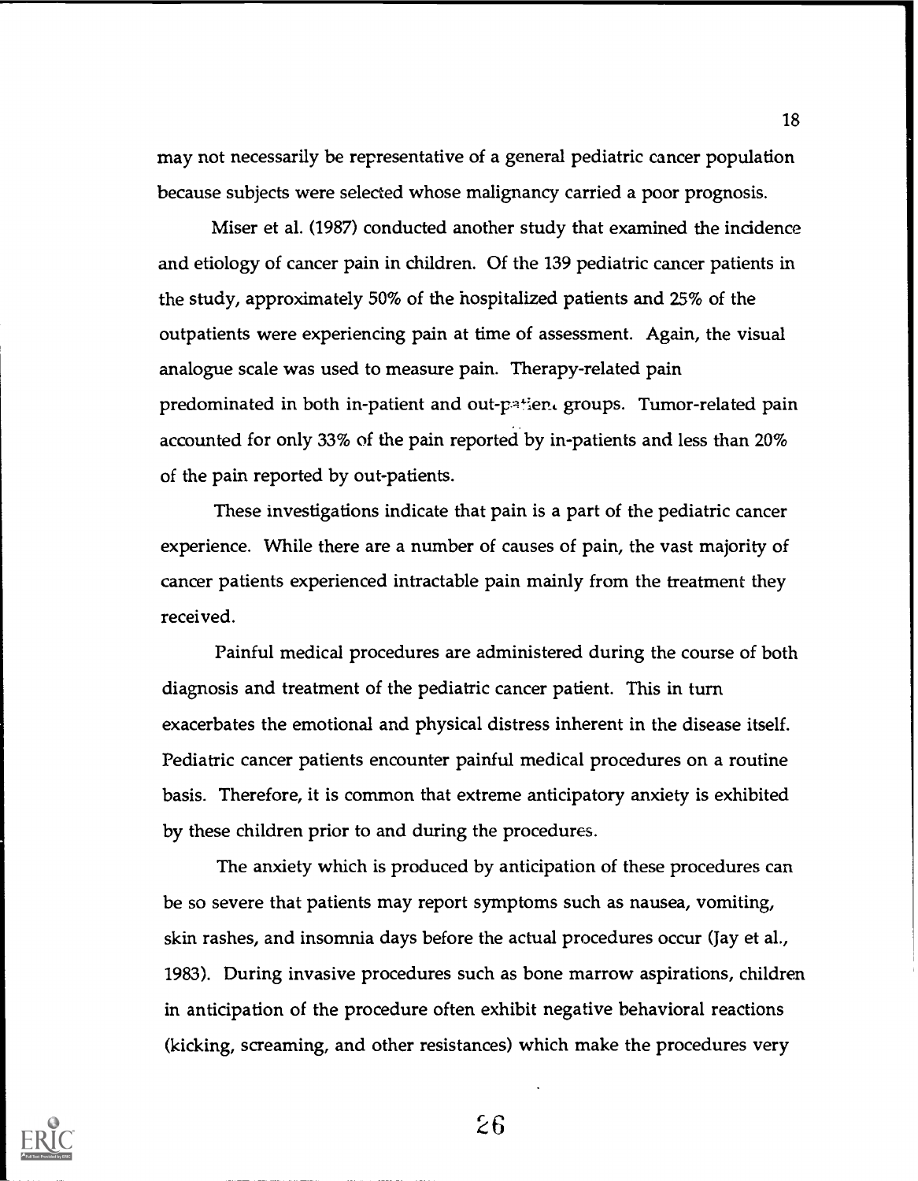may not necessarily be representative of a general pediatric cancer population because subjects were selected whose malignancy carried a poor prognosis.

Miser et al. (1987) conducted another study that examined the incidence and etiology of cancer pain in children. Of the 139 pediatric cancer patients in the study, approximately 50% of the hospitalized patients and 25% of the outpatients were experiencing pain at time of assessment. Again, the visual analogue scale was used to measure pain. Therapy-related pain predominated in both in-patient and out-patient groups. Tumor-related pain accounted for only 33% of the pain reported by in-patients and less than 20% of the pain reported by out-patients.

These investigations indicate that pain is a part of the pediatric cancer experience. While there are a number of causes of pain, the vast majority of cancer patients experienced intractable pain mainly from the treatment they received.

Painful medical procedures are administered during the course of both diagnosis and treatment of the pediatric cancer patient. This in turn exacerbates the emotional and physical distress inherent in the disease itself. Pediatric cancer patients encounter painful medical procedures on a routine basis. Therefore, it is common that extreme anticipatory anxiety is exhibited by these children prior to and during the procedures.

The anxiety which is produced by anticipation of these procedures can be so severe that patients may report symptoms such as nausea, vomiting, skin rashes, and insomnia days before the actual procedures occur (Jay et al., 1983). During invasive procedures such as bone marrow aspirations, children in anticipation of the procedure often exhibit negative behavioral reactions (kicking, screaming, and other resistances) which make the procedures very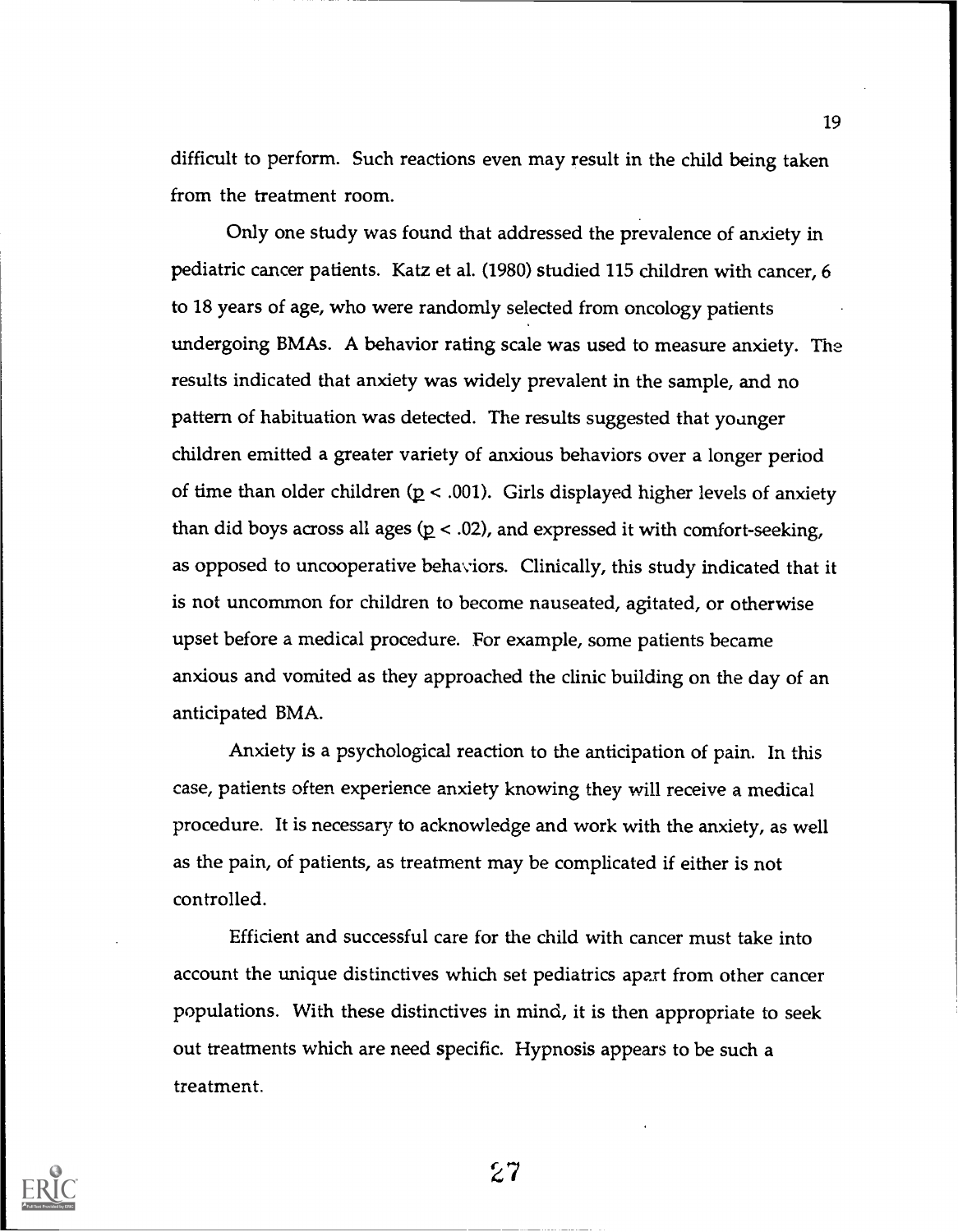difficult to perform. Such reactions even may result in the child being taken from the treatment room.

Only one study was found that addressed the prevalence of anxiety in pediatric cancer patients. Katz et al. (1980) studied 115 children with cancer, 6 to 18 years of age, who were randomly selected from oncology patients undergoing BMAs. A behavior rating scale was used to measure anxiety. The results indicated that anxiety was widely prevalent in the sample, and no pattern of habituation was detected. The results suggested that younger children emitted a greater variety of anxious behaviors over a longer period of time than older children ($p < .001$). Girls displayed higher levels of anxiety than did boys across all ages ($p < .02$), and expressed it with comfort-seeking, as opposed to uncooperative behaviors. Clinically, this study indicated that it is not uncommon for children to become nauseated, agitated, or otherwise upset before a medical procedure. For example, some patients became anxious and vomited as they approached the clinic building on the day of an anticipated BMA.

Anxiety is a psychological reaction to the anticipation of pain. In this case, patients often experience anxiety knowing they will receive a medical procedure. It is necessary to acknowledge and work with the anxiety, as well as the pain, of patients, as treatment may be complicated if either is not controlled.

Efficient and successful care for the child with cancer must take into account the unique distinctives which set pediatrics apart from other cancer populations. With these distinctives in mind, it is then appropriate to seek out treatments which are need specific. Hypnosis appears to be such a treatment.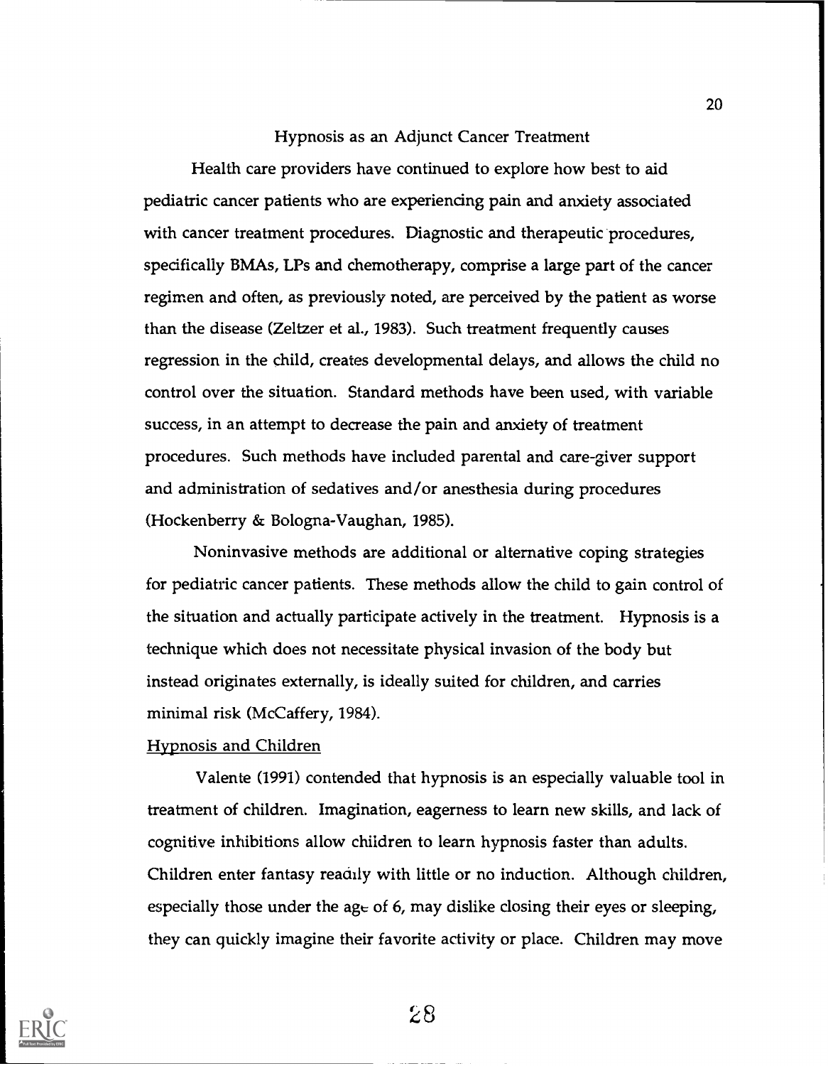## Hypnosis as an Adjunct Cancer Treatment

Health care providers have continued to explore how best to aid pediatric cancer patients who are experiencing pain and anxiety associated with cancer treatment procedures. Diagnostic and therapeutic procedures, specifically BMAs, LPs and chemotherapy, comprise a large part of the cancer regimen and often, as previously noted, are perceived by the patient as worse than the disease (Zeltzer et al., 1983). Such treatment frequently causes regression in the child, creates developmental delays, and allows the child no control over the situation. Standard methods have been used, with variable success, in an attempt to decrease the pain and anxiety of treatment procedures. Such methods have included parental and care-giver support and administration of sedatives and/or anesthesia during procedures (Hockenberry & Bologna-Vaughan, 1985).

Noninvasive methods are additional or alternative coping strategies for pediatric cancer patients. These methods allow the child to gain control of the situation and actually participate actively in the treatment. Hypnosis is a technique which does not necessitate physical invasion of the body but instead originates externally, is ideally suited for children, and carries minimal risk (McCaffery, 1984).

### Hypnosis and Children

Valente (1991) contended that hypnosis is an especially valuable tool in treatment of children. Imagination, eagerness to learn new skills, and lack of cognitive inhibitions allow children to learn hypnosis faster than adults. Children enter fantasy readily with little or no induction. Although children, especially those under the age of 6, may dislike closing their eyes or sleeping, they can quickly imagine their favorite activity or place. Children may move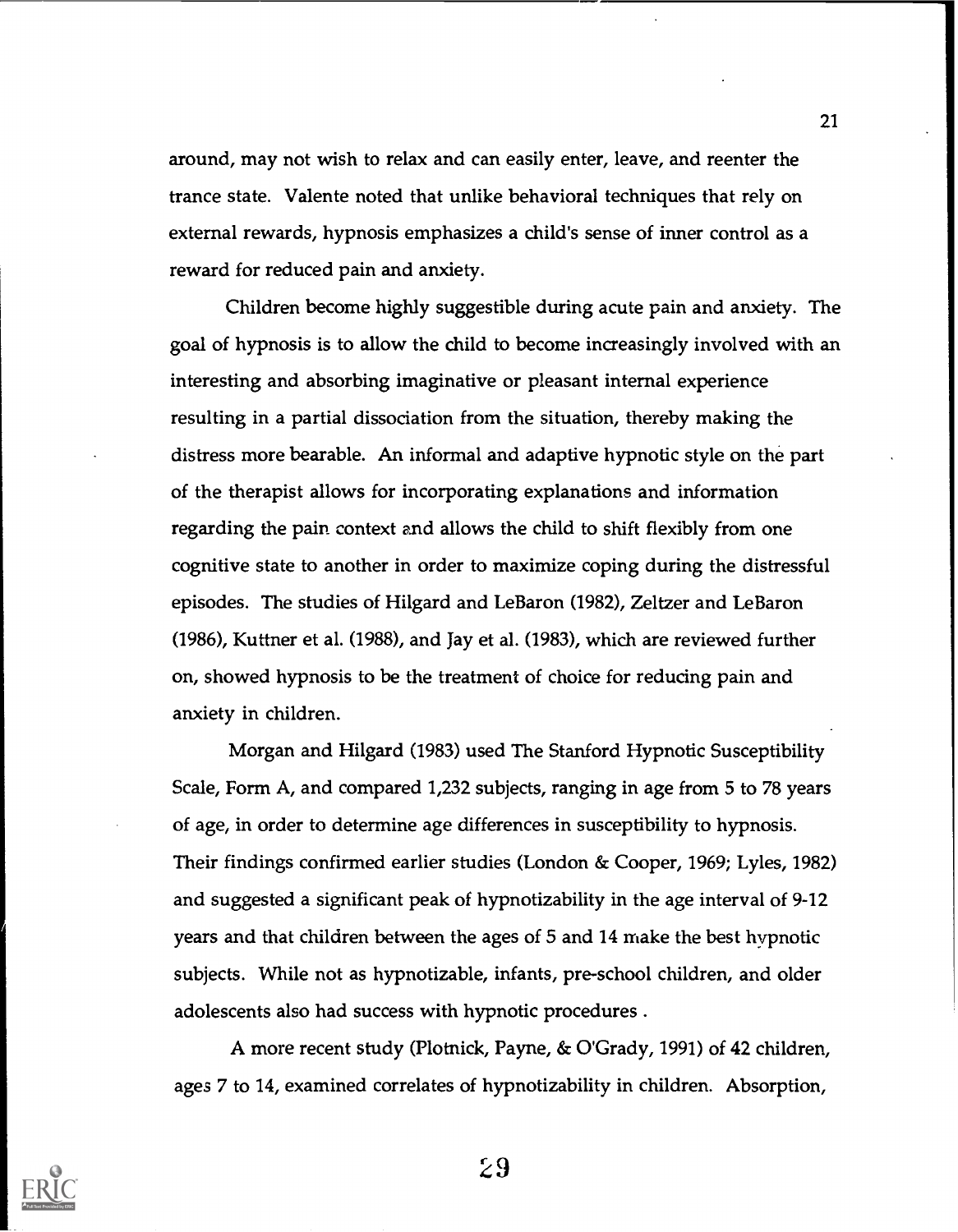around, may not wish to relax and can easily enter, leave, and reenter the trance state. Valente noted that unlike behavioral techniques that rely on external rewards, hypnosis emphasizes a child's sense of inner control as a reward for reduced pain and anxiety.

Children become highly suggestible during acute pain and anxiety. The goal of hypnosis is to allow the child to become increasingly involved with an interesting and absorbing imaginative or pleasant internal experience resulting in a partial dissociation from the situation, thereby making the distress more bearable. An informal and adaptive hypnotic style on the part of the therapist allows for incorporating explanations and information regarding the pain context and allows the child to shift flexibly from one cognitive state to another in order to maximize coping during the distressful episodes. The studies of Hilgard and LeBaron (1982), Zeltzer and LeBaron (1986), Kuttner et al. (1988), and Jay et al. (1983), which are reviewed further on, showed hypnosis to be the treatment of choice for reducing pain and anxiety in children.

Morgan and Hilgard (1983) used The Stanford Hypnotic Susceptibility Scale, Form A, and compared 1,232 subjects, ranging in age from 5 to 78 years of age, in order to determine age differences in susceptibility to hypnosis. Their findings confirmed earlier studies (London & Cooper, 1969; Lyles, 1982) and suggested a significant peak of hypnotizability in the age interval of 9-12 years and that children between the ages of 5 and 14 make the best hypnotic subjects. While not as hypnotizable, infants, pre-school children, and older adolescents also had success with hypnotic procedures .

A more recent study (Plotnick, Payne, & O'Grady, 1991) of 42 children, ages 7 to 14, examined correlates of hypnotizability in children. Absorption,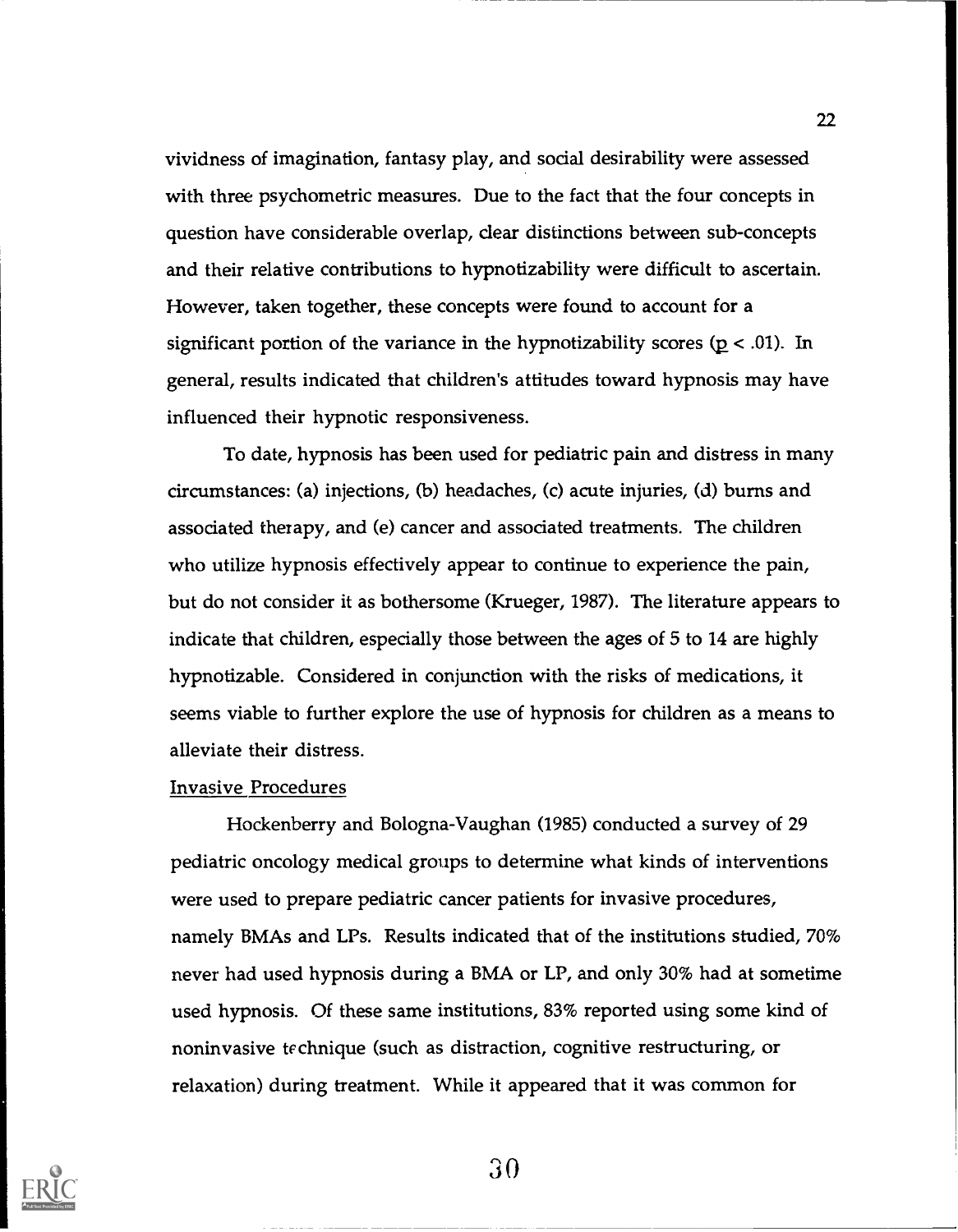vividness of imagination, fantasy play, and social desirability were assessed with three psychometric measures. Due to the fact that the four concepts in question have considerable overlap, clear distinctions between sub-concepts and their relative contributions to hypnotizability were difficult to ascertain. However, taken together, these concepts were found to account for a significant portion of the variance in the hypnotizability scores ($p < .01$). In general, results indicated that children's attitudes toward hypnosis may have influenced their hypnotic responsiveness.

To date, hypnosis has been used for pediatric pain and distress in many circumstances: (a) injections, (b) headaches, (c) acute injuries, (d) burns and associated therapy, and (e) cancer and associated treatments. The children who utilize hypnosis effectively appear to continue to experience the pain, but do not consider it as bothersome (Krueger, 1987). The literature appears to indicate that children, especially those between the ages of 5 to 14 are highly hypnotizable. Considered in conjunction with the risks of medications, it seems viable to further explore the use of hypnosis for children as a means to alleviate their distress.

### Invasive Procedures

Hockenberry and Bologna-Vaughan (1985) conducted a survey of 29 pediatric oncology medical groups to determine what kinds of interventions were used to prepare pediatric cancer patients for invasive procedures, namely BMAs and LPs. Results indicated that of the institutions studied, 70% never had used hypnosis during a BMA or LP, and only 30% had at sometime used hypnosis. Of these same institutions, 83% reported using some kind of noninvasive technique (such as distraction, cognitive restructuring, or relaxation) during treatment. While it appeared that it was common for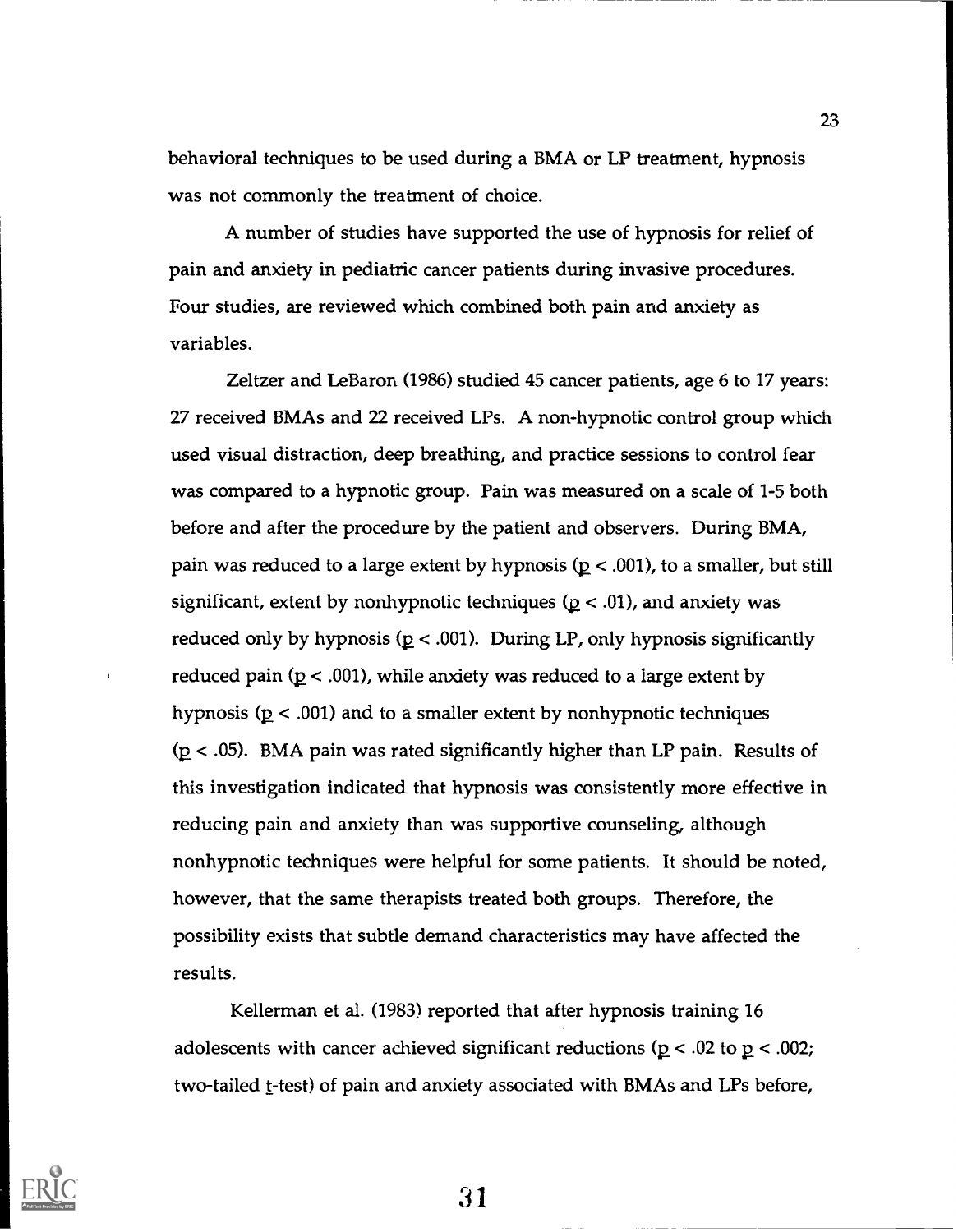behavioral techniques to be used during a BMA or LP treatment, hypnosis was not commonly the treatment of choice.

A number of studies have supported the use of hypnosis for relief of pain and anxiety in pediatric cancer patients during invasive procedures. Four studies, are reviewed which combined both pain and anxiety as variables.

Zeltzer and LeBaron (1986) studied 45 cancer patients, age 6 to 17 years: 27 received BMAs and 22 received LPs. A non-hypnotic control group which used visual distraction, deep breathing, and practice sessions to control fear was compared to a hypnotic group. Pain was measured on a scale of 1-5 both before and after the procedure by the patient and observers. During BMA, pain was reduced to a large extent by hypnosis ($p < .001$), to a smaller, but still significant, extent by nonhypnotic techniques ($p < .01$), and anxiety was reduced only by hypnosis ($p < .001$). During LP, only hypnosis significantly reduced pain ($p < .001$), while anxiety was reduced to a large extent by hypnosis ($p < .001$) and to a smaller extent by nonhypnotic techniques ($p < .05$). BMA pain was rated significantly higher than LP pain. Results of this investigation indicated that hypnosis was consistently more effective in reducing pain and anxiety than was supportive counseling, although nonhypnotic techniques were helpful for some patients. It should be noted, however, that the same therapists treated both groups. Therefore, the possibility exists that subtle demand characteristics may have affected the results.

Kellerman et al. (1983) reported that after hypnosis training 16 adolescents with cancer achieved significant reductions ($p < .02$ to $p < .002$; two-tailed $t$-test) of pain and anxiety associated with BMAs and LPs before,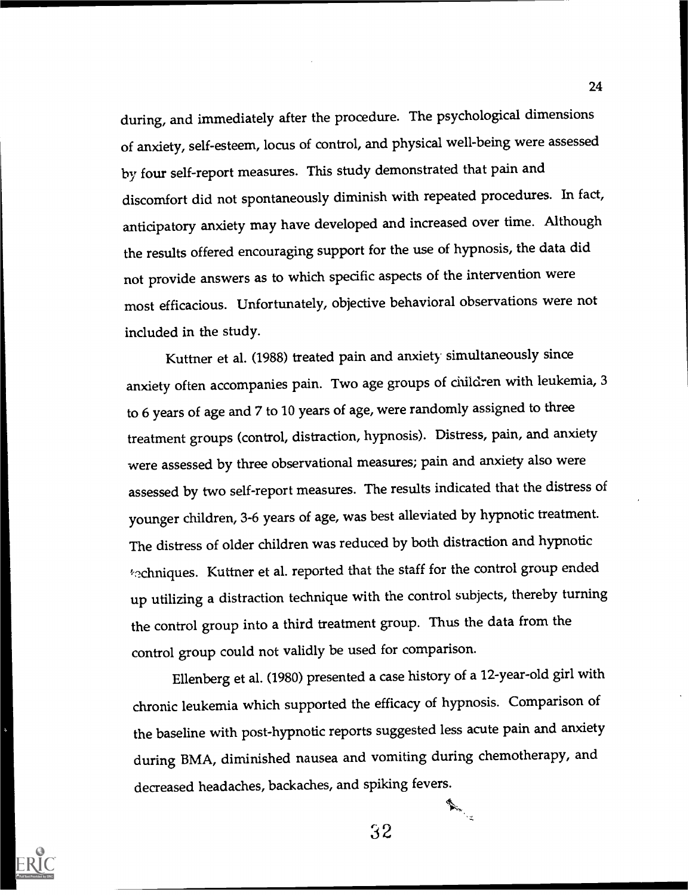during, and immediately after the procedure. The psychological dimensions of anxiety, self-esteem, locus of control, and physical well-being were assessed by four self-report measures. This study demonstrated that pain and discomfort did not spontaneously diminish with repeated procedures. In fact, anticipatory anxiety may have developed and increased over time. Although the results offered encouraging support for the use of hypnosis, the data did not provide answers as to which specific aspects of the intervention were most efficacious. Unfortunately, objective behavioral observations were not included in the study.

Kuttner et al. (1988) treated pain and anxiety simultaneously since anxiety often accompanies pain. Two age groups of children with leukemia, 3 to 6 years of age and 7 to 10 years of age, were randomly assigned to three treatment groups (control, distraction, hypnosis). Distress, pain, and anxiety were assessed by three observational measures; pain and anxiety also were assessed by two self-report measures. The results indicated that the distress of younger children, 3-6 years of age, was best alleviated by hypnotic treatment. The distress of older children was reduced by both distraction and hypnotic techniques. Kuttner et al. reported that the staff for the control group ended up utilizing a distraction technique with the control subjects, thereby turning the control group into a third treatment group. Thus the data from the control group could not validly be used for comparison.

Ellenberg et al. (1980) presented a case history of a 12-year-old girl with chronic leukemia which supported the efficacy of hypnosis. Comparison of the baseline with post-hypnotic reports suggested less acute pain and anxiety during BMA, diminished nausea and vomiting during chemotherapy, and decreased headaches, backaches, and spiking fevers.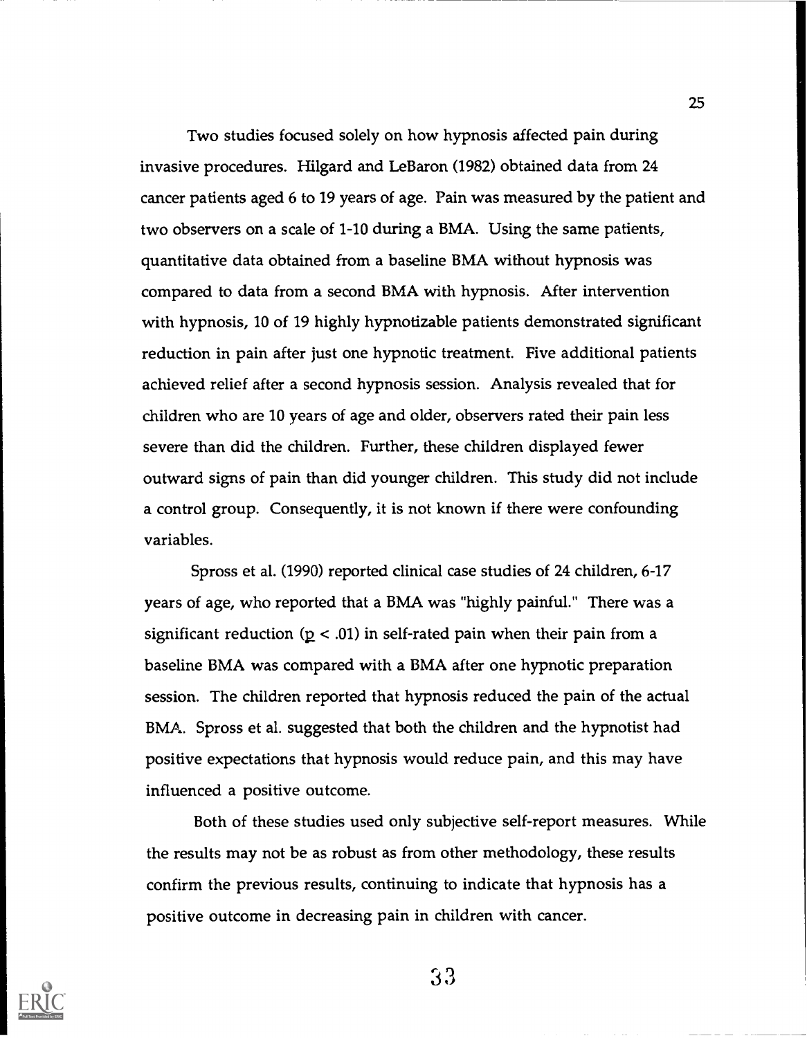Two studies focused solely on how hypnosis affected pain during invasive procedures. Hilgard and LeBaron (1982) obtained data from 24 cancer patients aged 6 to 19 years of age. Pain was measured by the patient and two observers on a scale of 1-10 during a BMA. Using the same patients, quantitative data obtained from a baseline BMA without hypnosis was compared to data from a second BMA with hypnosis. After intervention with hypnosis, 10 of 19 highly hypnotizable patients demonstrated significant reduction in pain after just one hypnotic treatment. Five additional patients achieved relief after a second hypnosis session. Analysis revealed that for children who are 10 years of age and older, observers rated their pain less severe than did the children. Further, these children displayed fewer outward signs of pain than did younger children. This study did not include a control group. Consequently, it is not known if there were confounding variables.

Spross et al. (1990) reported clinical case studies of 24 children, 6-17 years of age, who reported that a BMA was "highly painful." There was a significant reduction ($p < .01$) in self-rated pain when their pain from a baseline BMA was compared with a BMA after one hypnotic preparation session. The children reported that hypnosis reduced the pain of the actual BMA. Spross et al. suggested that both the children and the hypnotist had positive expectations that hypnosis would reduce pain, and this may have influenced a positive outcome.

Both of these studies used only subjective self-report measures. While the results may not be as robust as from other methodology, these results confirm the previous results, continuing to indicate that hypnosis has a positive outcome in decreasing pain in children with cancer.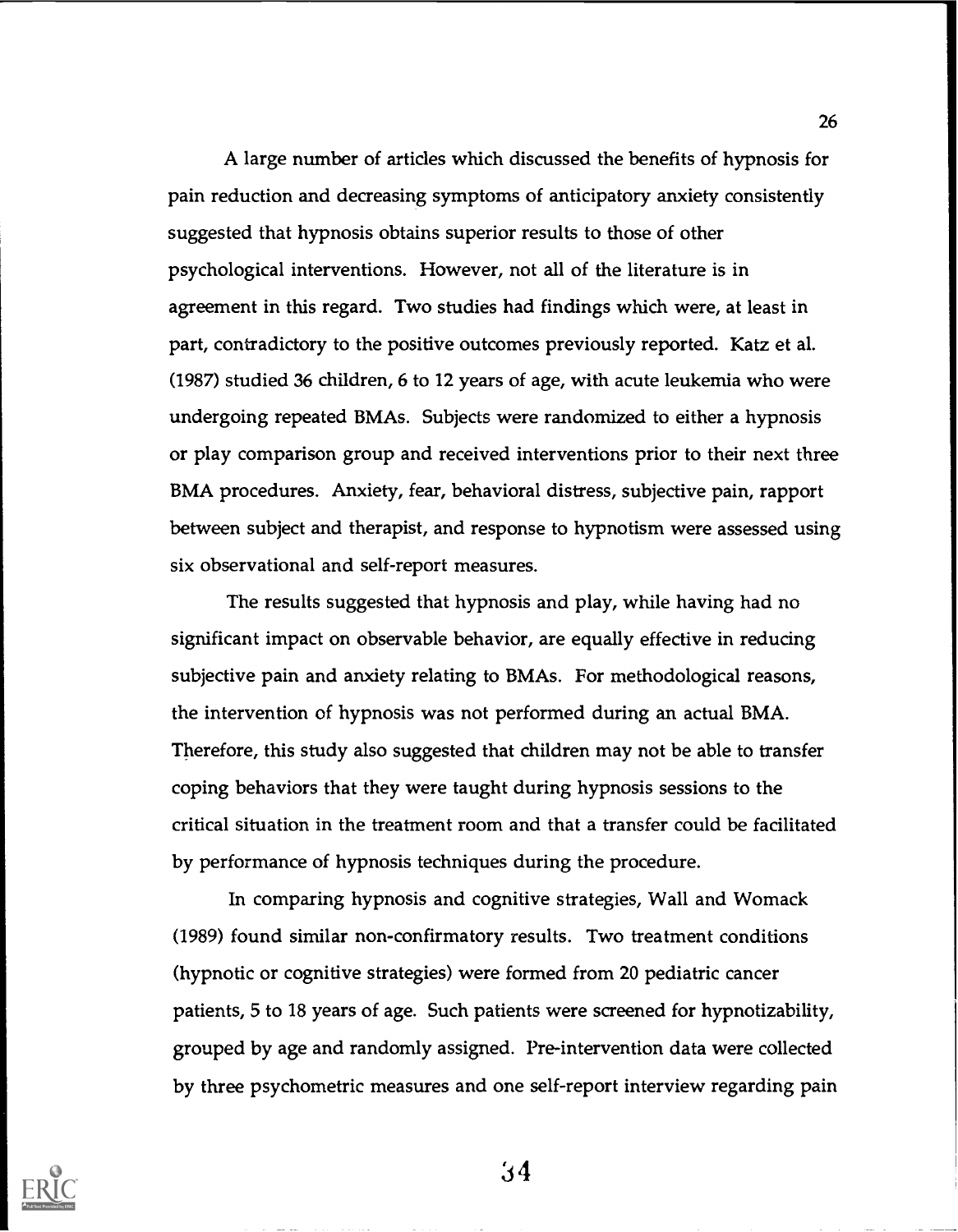A large number of articles which discussed the benefits of hypnosis for pain reduction and decreasing symptoms of anticipatory anxiety consistently suggested that hypnosis obtains superior results to those of other psychological interventions. However, not all of the literature is in agreement in this regard. Two studies had findings which were, at least in part, contradictory to the positive outcomes previously reported. Katz et al. (1987) studied 36 children, 6 to 12 years of age, with acute leukemia who were undergoing repeated BMAs. Subjects were randomized to either a hypnosis or play comparison group and received interventions prior to their next three BMA procedures. Anxiety, fear, behavioral distress, subjective pain, rapport between subject and therapist, and response to hypnotism were assessed using six observational and self-report measures.

The results suggested that hypnosis and play, while having had no significant impact on observable behavior, are equally effective in reducing subjective pain and anxiety relating to BMAs. For methodological reasons, the intervention of hypnosis was not performed during an actual BMA. Therefore, this study also suggested that children may not be able to transfer coping behaviors that they were taught during hypnosis sessions to the critical situation in the treatment room and that a transfer could be facilitated by performance of hypnosis techniques during the procedure.

In comparing hypnosis and cognitive strategies, Wall and Womack (1989) found similar non-confirmatory results. Two treatment conditions (hypnotic or cognitive strategies) were formed from 20 pediatric cancer patients, 5 to 18 years of age. Such patients were screened for hypnotizability, grouped by age and randomly assigned. Pre-intervention data were collected by three psychometric measures and one self-report interview regarding pain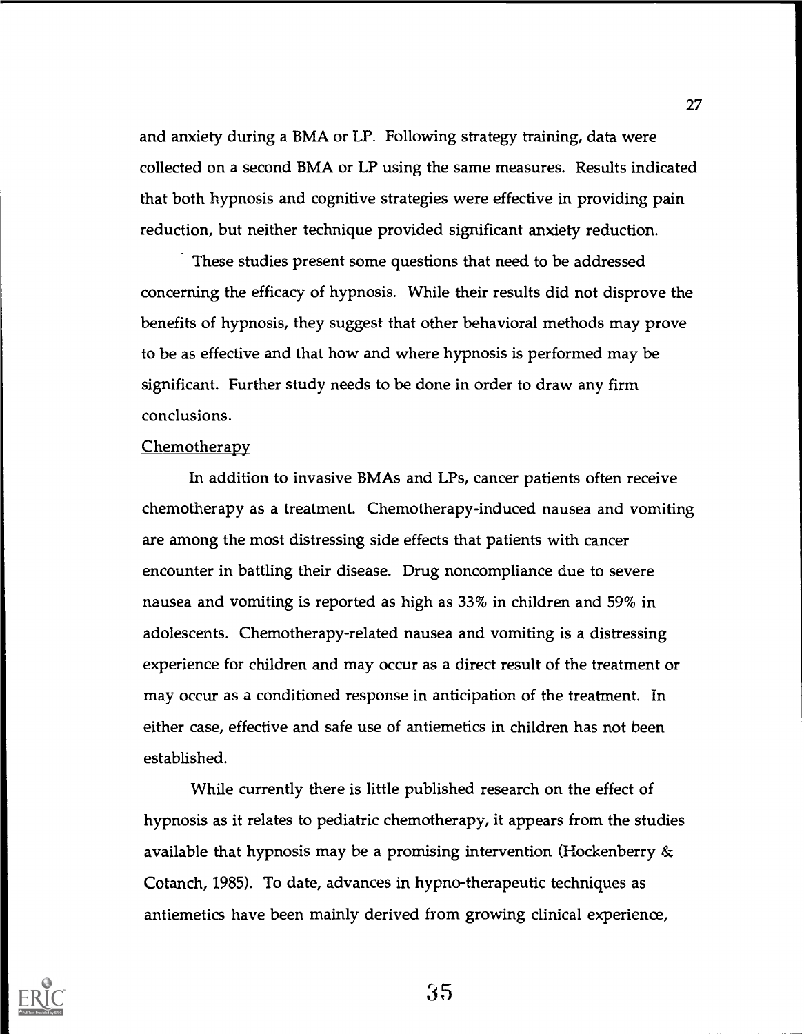and anxiety during a BMA or LP. Following strategy training, data were collected on a second BMA or LP using the same measures. Results indicated that both hypnosis and cognitive strategies were effective in providing pain reduction, but neither technique provided significant anxiety reduction.

These studies present some questions that need to be addressed concerning the efficacy of hypnosis. While their results did not disprove the benefits of hypnosis, they suggest that other behavioral methods may prove to be as effective and that how and where hypnosis is performed may be significant. Further study needs to be done in order to draw any firm conclusions.

Chemotherapy

In addition to invasive BMAs and LPs, cancer patients often receive chemotherapy as a treatment. Chemotherapy-induced nausea and vomiting are among the most distressing side effects that patients with cancer encounter in battling their disease. Drug noncompliance due to severe nausea and vomiting is reported as high as 33% in children and 59% in adolescents. Chemotherapy-related nausea and vomiting is a distressing experience for children and may occur as a direct result of the treatment or may occur as a conditioned response in anticipation of the treatment. In either case, effective and safe use of antiemetics in children has not been established.

While currently there is little published research on the effect of hypnosis as it relates to pediatric chemotherapy, it appears from the studies available that hypnosis may be a promising intervention (Hockenberry & Cotanch, 1985). To date, advances in hypno-therapeutic techniques as antiemetics have been mainly derived from growing clinical experience,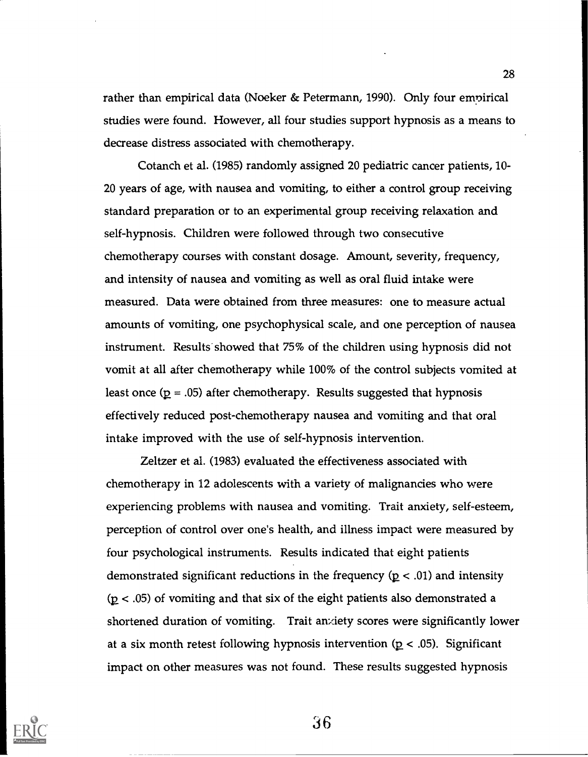rather than empirical data (Noeker & Petermann, 1990). Only four empirical studies were found. However, all four studies support hypnosis as a means to decrease distress associated with chemotherapy.

Cotanch et al. (1985) randomly assigned 20 pediatric cancer patients, 10-20 years of age, with nausea and vomiting, to either a control group receiving standard preparation or to an experimental group receiving relaxation and self-hypnosis. Children were followed through two consecutive chemotherapy courses with constant dosage. Amount, severity, frequency, and intensity of nausea and vomiting as well as oral fluid intake were measured. Data were obtained from three measures: one to measure actual amounts of vomiting, one psychophysical scale, and one perception of nausea instrument. Results showed that 75% of the children using hypnosis did not vomit at all after chemotherapy while 100% of the control subjects vomited at least once ($p = .05$) after chemotherapy. Results suggested that hypnosis effectively reduced post-chemotherapy nausea and vomiting and that oral intake improved with the use of self-hypnosis intervention.

Zeltzer et al. (1983) evaluated the effectiveness associated with chemotherapy in 12 adolescents with a variety of malignancies who were experiencing problems with nausea and vomiting. Trait anxiety, self-esteem, perception of control over one's health, and illness impact were measured by four psychological instruments. Results indicated that eight patients demonstrated significant reductions in the frequency ($p < .01$) and intensity ($p < .05$) of vomiting and that six of the eight patients also demonstrated a shortened duration of vomiting. Trait anxiety scores were significantly lower at a six month retest following hypnosis intervention ($p < .05$). Significant impact on other measures was not found. These results suggested hypnosis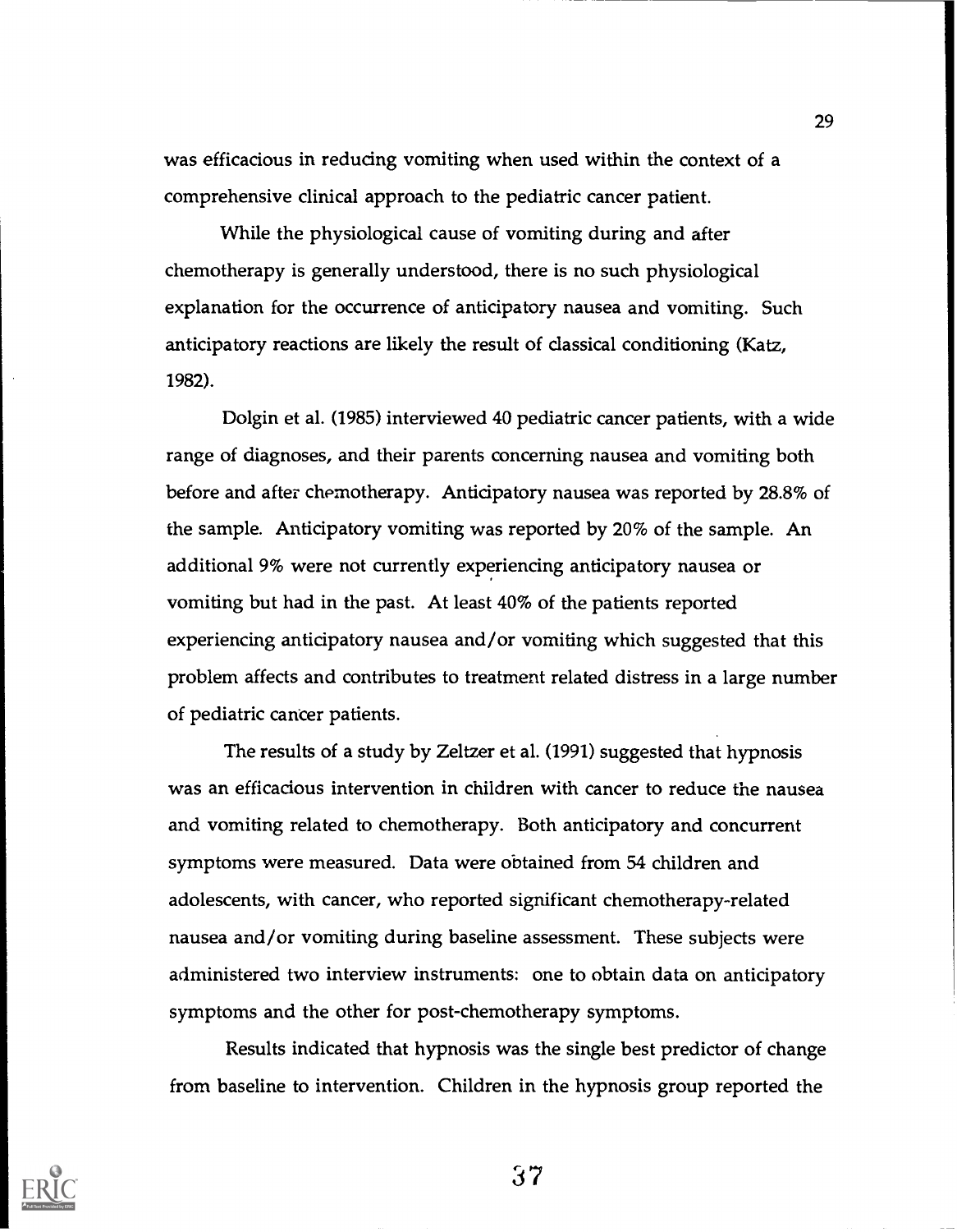was efficacious in reducing vomiting when used within the context of a comprehensive clinical approach to the pediatric cancer patient.

While the physiological cause of vomiting during and after chemotherapy is generally understood, there is no such physiological explanation for the occurrence of anticipatory nausea and vomiting. Such anticipatory reactions are likely the result of classical conditioning (Katz, 1982).

Dolgin et al. (1985) interviewed 40 pediatric cancer patients, with a wide range of diagnoses, and their parents concerning nausea and vomiting both before and after chemotherapy. Anticipatory nausea was reported by 28.8% of the sample. Anticipatory vomiting was reported by 20% of the sample. An additional 9% were not currently experiencing anticipatory nausea or vomiting but had in the past. At least 40% of the patients reported experiencing anticipatory nausea and/or vomiting which suggested that this problem affects and contributes to treatment related distress in a large number of pediatric cancer patients.

The results of a study by Zeltzer et al. (1991) suggested that hypnosis was an efficacious intervention in children with cancer to reduce the nausea and vomiting related to chemotherapy. Both anticipatory and concurrent symptoms were measured. Data were obtained from 54 children and adolescents, with cancer, who reported significant chemotherapy-related nausea and/or vomiting during baseline assessment. These subjects were administered two interview instruments: one to obtain data on anticipatory symptoms and the other for post-chemotherapy symptoms.

Results indicated that hypnosis was the single best predictor of change from baseline to intervention. Children in the hypnosis group reported the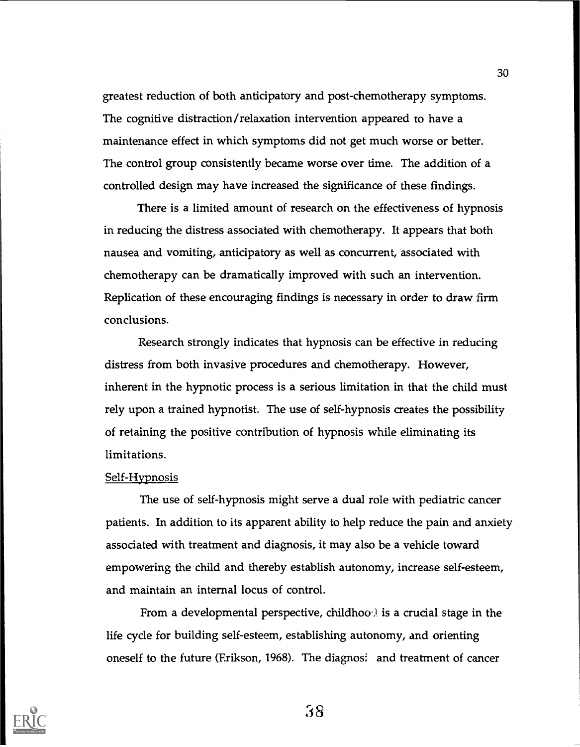greatest reduction of both anticipatory and post-chemotherapy symptoms. The cognitive distraction/relaxation intervention appeared to have a maintenance effect in which symptoms did not get much worse or better. The control group consistently became worse over time. The addition of a controlled design may have increased the significance of these findings.

There is a limited amount of research on the effectiveness of hypnosis in reducing the distress associated with chemotherapy. It appears that both nausea and vomiting, anticipatory as well as concurrent, associated with chemotherapy can be dramatically improved with such an intervention. Replication of these encouraging findings is necessary in order to draw firm conclusions.

Research strongly indicates that hypnosis can be effective in reducing distress from both invasive procedures and chemotherapy. However, inherent in the hypnotic process is a serious limitation in that the child must rely upon a trained hypnotist. The use of self-hypnosis creates the possibility of retaining the positive contribution of hypnosis while eliminating its limitations.

Self-Hypnosis

The use of self-hypnosis might serve a dual role with pediatric cancer patients. In addition to its apparent ability to help reduce the pain and anxiety associated with treatment and diagnosis, it may also be a vehicle toward empowering the child and thereby establish autonomy, increase self-esteem, and maintain an internal locus of control.

From a developmental perspective, childhood is a crucial stage in the life cycle for building self-esteem, establishing autonomy, and orienting oneself to the future (Erikson, 1968). The diagnosis and treatment of cancer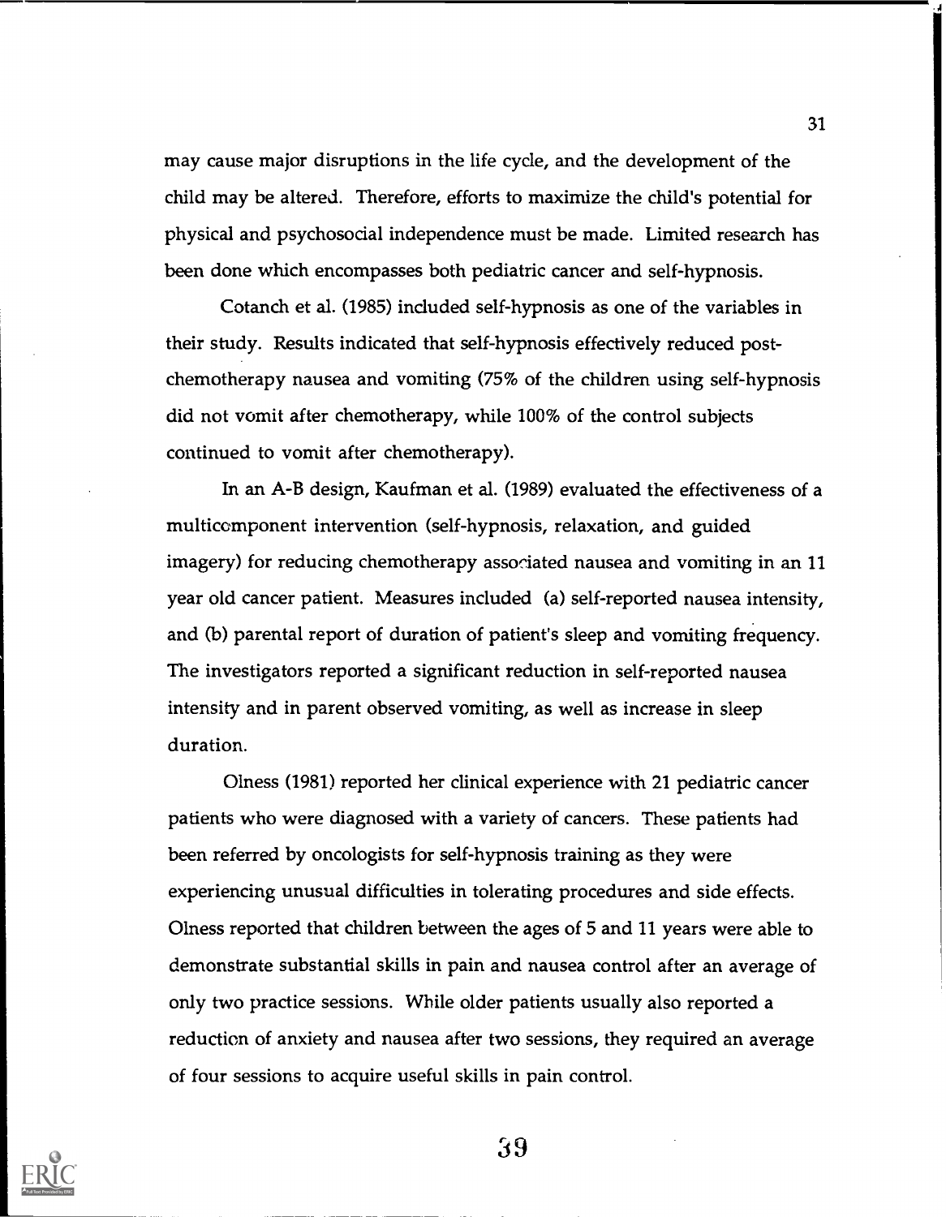may cause major disruptions in the life cycle, and the development of the child may be altered. Therefore, efforts to maximize the child's potential for physical and psychosocial independence must be made. Limited research has been done which encompasses both pediatric cancer and self-hypnosis.

Cotanch et al. (1985) included self-hypnosis as one of the variables in their study. Results indicated that self-hypnosis effectively reduced post-chemotherapy nausea and vomiting (75% of the children using self-hypnosis did not vomit after chemotherapy, while 100% of the control subjects continued to vomit after chemotherapy).

In an A-B design, Kaufman et al. (1989) evaluated the effectiveness of a multicomponent intervention (self-hypnosis, relaxation, and guided imagery) for reducing chemotherapy associated nausea and vomiting in an 11 year old cancer patient. Measures included (a) self-reported nausea intensity, and (b) parental report of duration of patient's sleep and vomiting frequency. The investigators reported a significant reduction in self-reported nausea intensity and in parent observed vomiting, as well as increase in sleep duration.

Olness (1981) reported her clinical experience with 21 pediatric cancer patients who were diagnosed with a variety of cancers. These patients had been referred by oncologists for self-hypnosis training as they were experiencing unusual difficulties in tolerating procedures and side effects. Olness reported that children between the ages of 5 and 11 years were able to demonstrate substantial skills in pain and nausea control after an average of only two practice sessions. While older patients usually also reported a reduction of anxiety and nausea after two sessions, they required an average of four sessions to acquire useful skills in pain control.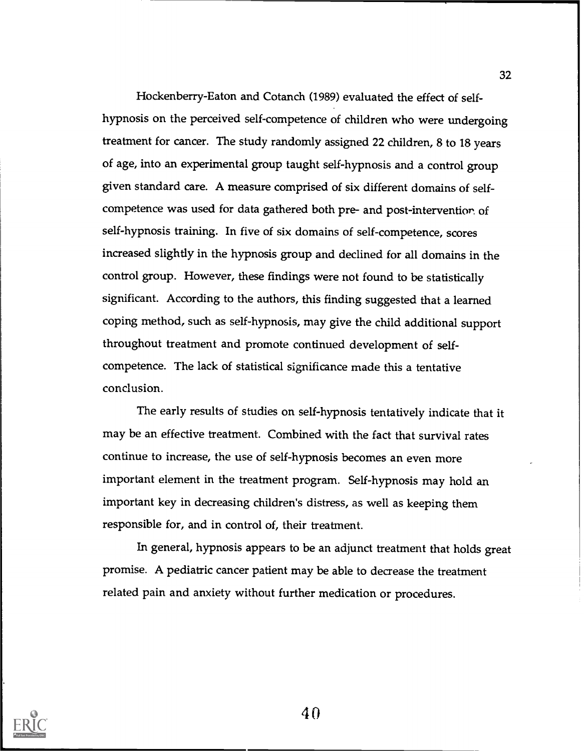Hockenberry-Eaton and Cotanch (1989) evaluated the effect of self-hypnosis on the perceived self-competence of children who were undergoing treatment for cancer. The study randomly assigned 22 children, 8 to 18 years of age, into an experimental group taught self-hypnosis and a control group given standard care. A measure comprised of six different domains of self-competence was used for data gathered both pre- and post-intervention of self-hypnosis training. In five of six domains of self-competence, scores increased slightly in the hypnosis group and declined for all domains in the control group. However, these findings were not found to be statistically significant. According to the authors, this finding suggested that a learned coping method, such as self-hypnosis, may give the child additional support throughout treatment and promote continued development of self-competence. The lack of statistical significance made this a tentative conclusion.

The early results of studies on self-hypnosis tentatively indicate that it may be an effective treatment. Combined with the fact that survival rates continue to increase, the use of self-hypnosis becomes an even more important element in the treatment program. Self-hypnosis may hold an important key in decreasing children's distress, as well as keeping them responsible for, and in control of, their treatment.

In general, hypnosis appears to be an adjunct treatment that holds great promise. A pediatric cancer patient may be able to decrease the treatment related pain and anxiety without further medication or procedures.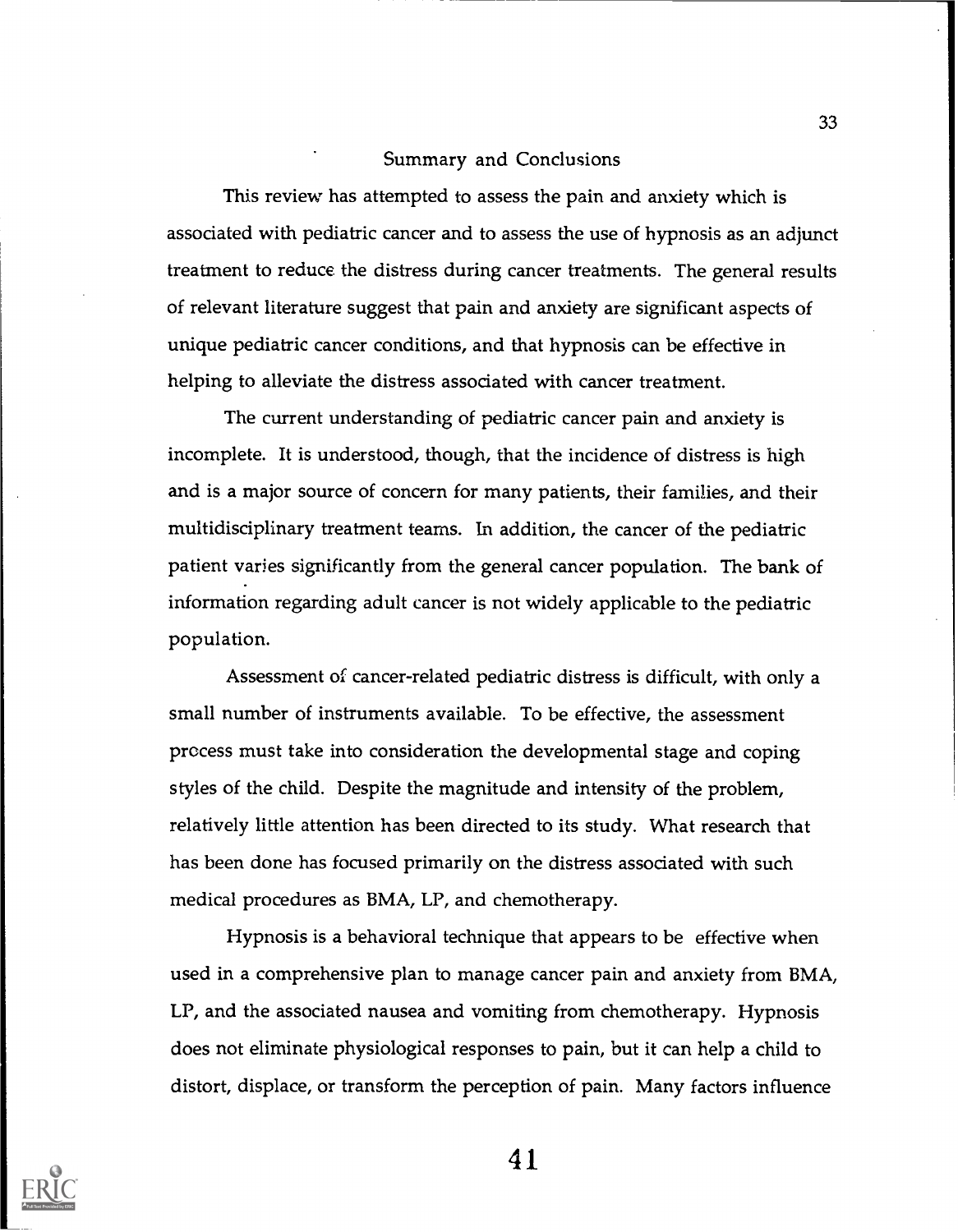## Summary and Conclusions

This review has attempted to assess the pain and anxiety which is associated with pediatric cancer and to assess the use of hypnosis as an adjunct treatment to reduce the distress during cancer treatments. The general results of relevant literature suggest that pain and anxiety are significant aspects of unique pediatric cancer conditions, and that hypnosis can be effective in helping to alleviate the distress associated with cancer treatment.

The current understanding of pediatric cancer pain and anxiety is incomplete. It is understood, though, that the incidence of distress is high and is a major source of concern for many patients, their families, and their multidisciplinary treatment teams. In addition, the cancer of the pediatric patient varies significantly from the general cancer population. The bank of information regarding adult cancer is not widely applicable to the pediatric population.

Assessment of cancer-related pediatric distress is difficult, with only a small number of instruments available. To be effective, the assessment process must take into consideration the developmental stage and coping styles of the child. Despite the magnitude and intensity of the problem, relatively little attention has been directed to its study. What research that has been done has focused primarily on the distress associated with such medical procedures as BMA, LP, and chemotherapy.

Hypnosis is a behavioral technique that appears to be effective when used in a comprehensive plan to manage cancer pain and anxiety from BMA, LP, and the associated nausea and vomiting from chemotherapy. Hypnosis does not eliminate physiological responses to pain, but it can help a child to distort, displace, or transform the perception of pain. Many factors influence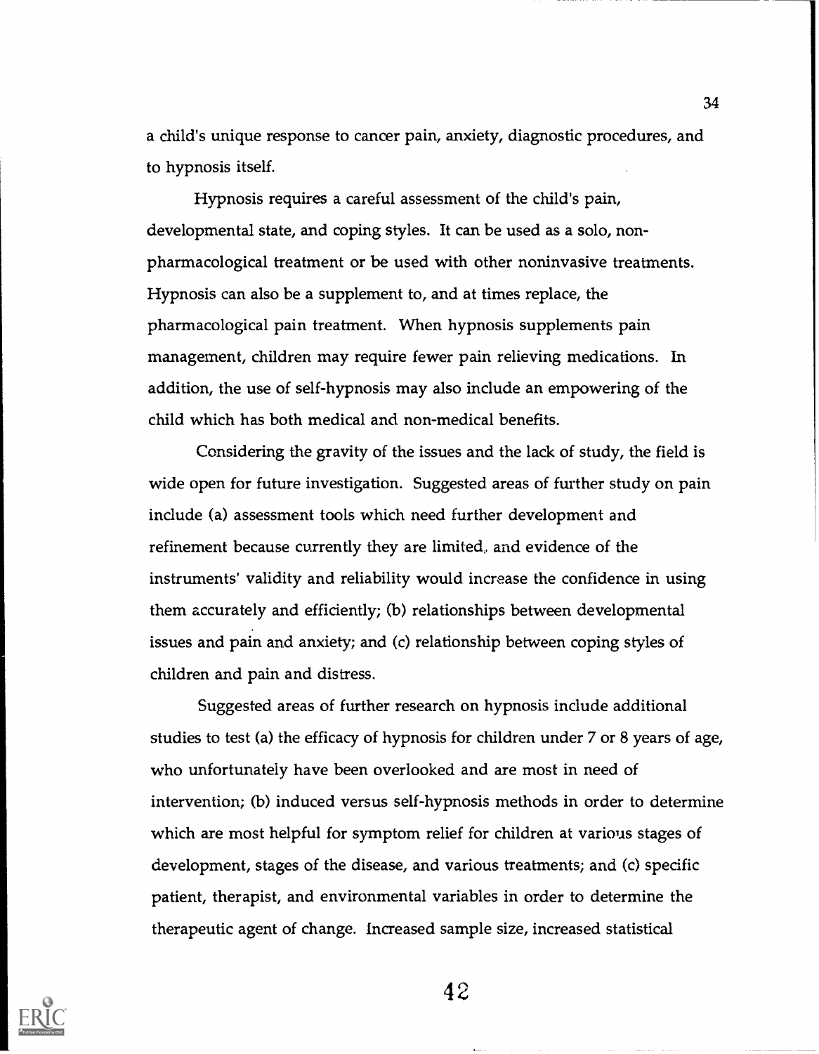a child's unique response to cancer pain, anxiety, diagnostic procedures, and to hypnosis itself.

Hypnosis requires a careful assessment of the child's pain, developmental state, and coping styles. It can be used as a solo, non-pharmacological treatment or be used with other noninvasive treatments. Hypnosis can also be a supplement to, and at times replace, the pharmacological pain treatment. When hypnosis supplements pain management, children may require fewer pain relieving medications. In addition, the use of self-hypnosis may also include an empowering of the child which has both medical and non-medical benefits.

Considering the gravity of the issues and the lack of study, the field is wide open for future investigation. Suggested areas of further study on pain include (a) assessment tools which need further development and refinement because currently they are limited, and evidence of the instruments' validity and reliability would increase the confidence in using them accurately and efficiently; (b) relationships between developmental issues and pain and anxiety; and (c) relationship between coping styles of children and pain and distress.

Suggested areas of further research on hypnosis include additional studies to test (a) the efficacy of hypnosis for children under 7 or 8 years of age, who unfortunately have been overlooked and are most in need of intervention; (b) induced versus self-hypnosis methods in order to determine which are most helpful for symptom relief for children at various stages of development, stages of the disease, and various treatments; and (c) specific patient, therapist, and environmental variables in order to determine the therapeutic agent of change. Increased sample size, increased statistical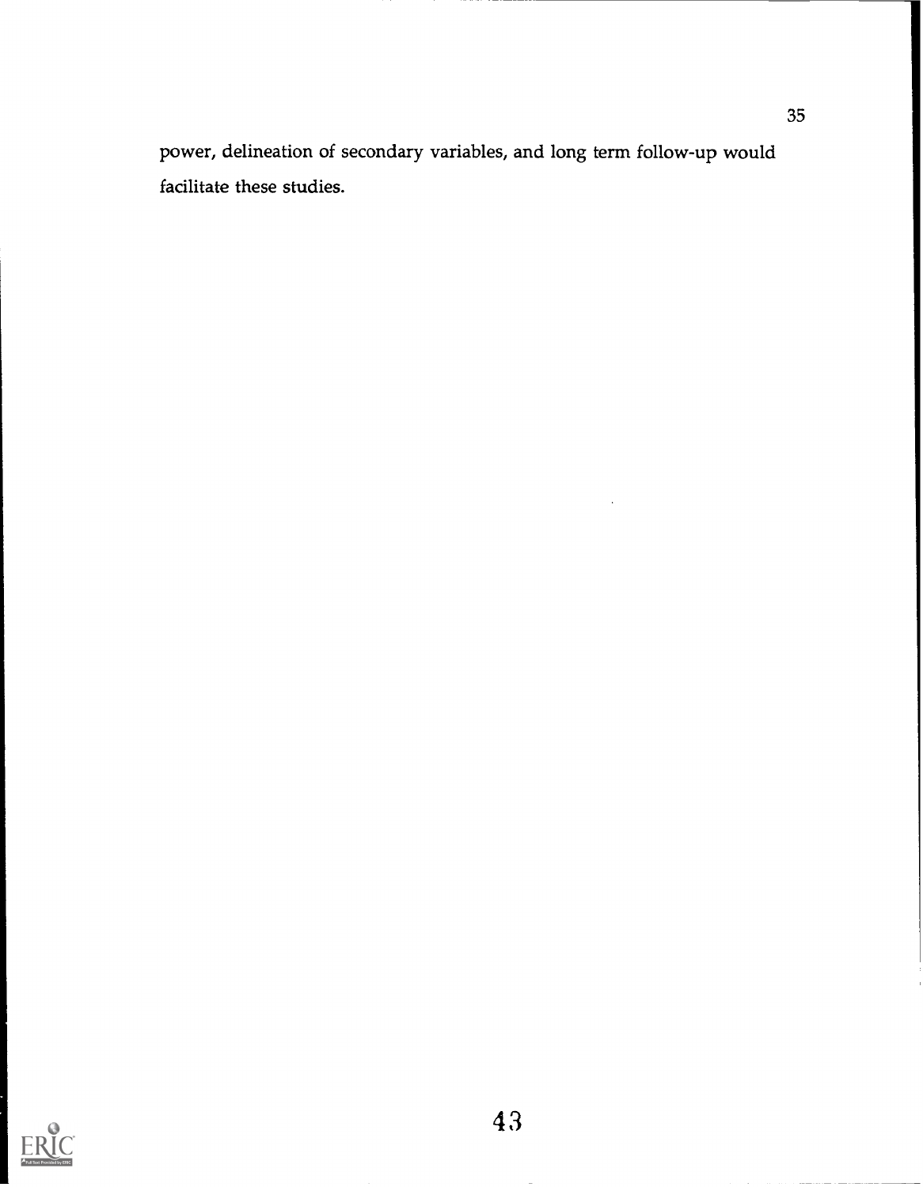power, delineation of secondary variables, and long term follow-up would facilitate these studies.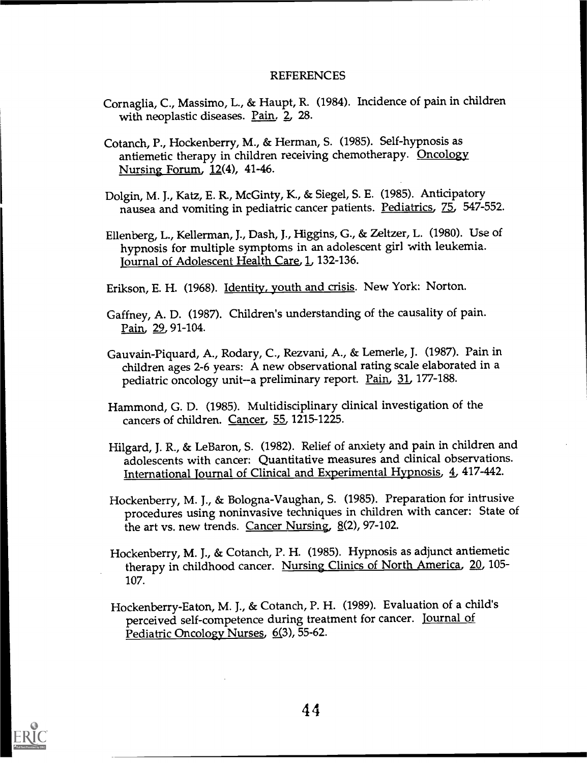# REFERENCES

Cornaglia, C., Massimo, L., & Haupt, R. (1984). Incidence of pain in children with neoplastic diseases. Pain, 2, 28.

Cotanch, P., Hockenberry, M., & Herman, S. (1985). Self-hypnosis as antiemetic therapy in children receiving chemotherapy. Oncology Nursing Forum, 12(4), 41-46.

Dolgin, M. J., Katz, E. R., McGinty, K., & Siegel, S. E. (1985). Anticipatory nausea and vomiting in pediatric cancer patients. Pediatrics, 75, 547-552.

Ellenberg, L., Kellerman, J., Dash, J., Higgins, G., & Zeltzer, L. (1980). Use of hypnosis for multiple symptoms in an adolescent girl with leukemia. Journal of Adolescent Health Care, 1, 132-136.

Erikson, E. H. (1968). Identity, youth and crisis. New York: Norton.

Gaffney, A. D. (1987). Children's understanding of the causality of pain. Pain, 29, 91-104.

Gauvain-Piquard, A., Rodary, C., Rezvani, A., & Lemerle, J. (1987). Pain in children ages 2-6 years: A new observational rating scale elaborated in a pediatric oncology unit--a preliminary report. Pain, 31, 177-188.

Hammond, G. D. (1985). Multidisciplinary clinical investigation of the cancers of children. Cancer, 55, 1215-1225.

Hilgard, J. R., & LeBaron, S. (1982). Relief of anxiety and pain in children and adolescents with cancer: Quantitative measures and clinical observations. International Journal of Clinical and Experimental Hypnosis, 4, 417-442.

Hockenberry, M. J., & Bologna-Vaughan, S. (1985). Preparation for intrusive procedures using noninvasive techniques in children with cancer: State of the art vs. new trends. Cancer Nursing, 8(2), 97-102.

Hockenberry, M. J., & Cotanch, P. H. (1985). Hypnosis as adjunct antiemetic therapy in childhood cancer. Nursing Clinics of North America, 20, 105-107.

Hockenberry-Eaton, M. J., & Cotanch, P. H. (1989). Evaluation of a child's perceived self-competence during treatment for cancer. Journal of Pediatric Oncology Nurses, 6(3), 55-62.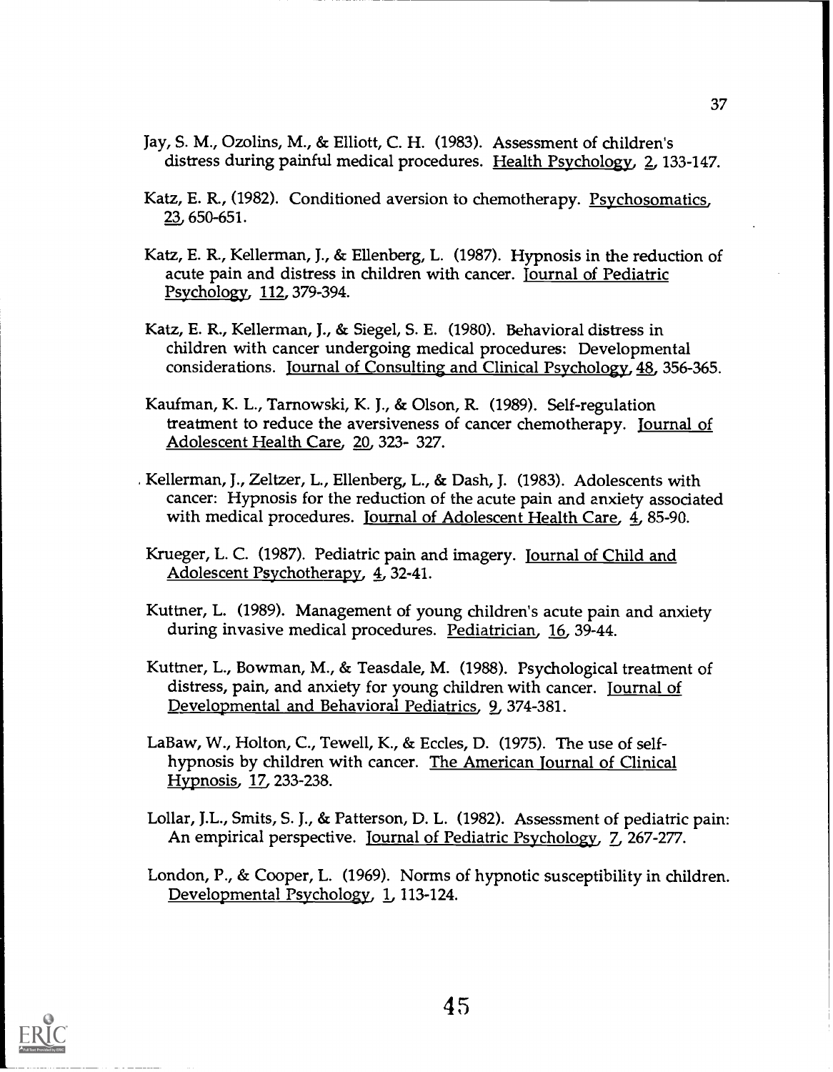Jay, S. M., Ozolins, M., & Elliott, C. H. (1983). Assessment of children's distress during painful medical procedures. Health Psychology, 2, 133-147.

Katz, E. R., (1982). Conditioned aversion to chemotherapy. Psychosomatics, 23, 650-651.

Katz, E. R., Kellerman, J., & Ellenberg, L. (1987). Hypnosis in the reduction of acute pain and distress in children with cancer. Journal of Pediatric Psychology, 112, 379-394.

Katz, E. R., Kellerman, J., & Siegel, S. E. (1980). Behavioral distress in children with cancer undergoing medical procedures: Developmental considerations. Journal of Consulting and Clinical Psychology, 48, 356-365.

Kaufman, K. L., Tarnowski, K. J., & Olson, R. (1989). Self-regulation treatment to reduce the aversiveness of cancer chemotherapy. Journal of Adolescent Health Care, 20, 323- 327.

Kellerman, J., Zeltzer, L., Ellenberg, L., & Dash, J. (1983). Adolescents with cancer: Hypnosis for the reduction of the acute pain and anxiety associated with medical procedures. Journal of Adolescent Health Care, 4, 85-90.

Krueger, L. C. (1987). Pediatric pain and imagery. Journal of Child and Adolescent Psychotherapy, 4, 32-41.

Kuttner, L. (1989). Management of young children's acute pain and anxiety during invasive medical procedures. Pediatrician, 16, 39-44.

Kuttner, L., Bowman, M., & Teasdale, M. (1988). Psychological treatment of distress, pain, and anxiety for young children with cancer. Journal of Developmental and Behavioral Pediatrics, 9, 374-381.

LaBaw, W., Holton, C., Tewell, K., & Eccles, D. (1975). The use of self-hypnosis by children with cancer. The American Journal of Clinical Hypnosis, 17, 233-238.

Lollar, J.L., Smits, S. J., & Patterson, D. L. (1982). Assessment of pediatric pain: An empirical perspective. Journal of Pediatric Psychology, 7, 267-277.

London, P., & Cooper, L. (1969). Norms of hypnotic susceptibility in children. Developmental Psychology, 1, 113-124.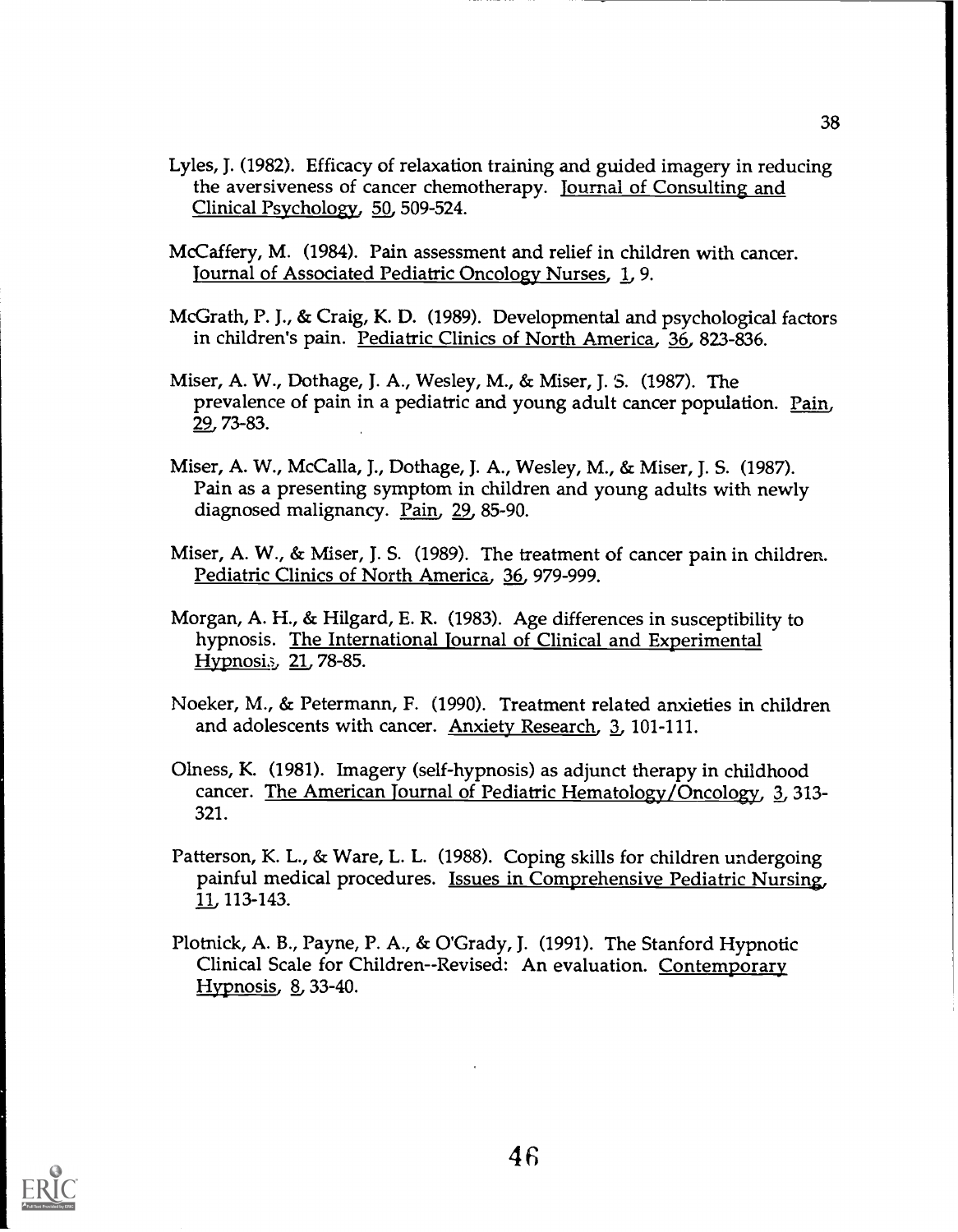Lyles, J. (1982). Efficacy of relaxation training and guided imagery in reducing the aversiveness of cancer chemotherapy. Journal of Consulting and Clinical Psychology, 50, 509-524.

McCaffery, M. (1984). Pain assessment and relief in children with cancer. Journal of Associated Pediatric Oncology Nurses, 1, 9.

McGrath, P. J., & Craig, K. D. (1989). Developmental and psychological factors in children's pain. Pediatric Clinics of North America, 36, 823-836.

Miser, A. W., Dothage, J. A., Wesley, M., & Miser, J. S. (1987). The prevalence of pain in a pediatric and young adult cancer population. Pain, 29, 73-83.

Miser, A. W., McCalla, J., Dothage, J. A., Wesley, M., & Miser, J. S. (1987). Pain as a presenting symptom in children and young adults with newly diagnosed malignancy. Pain, 29, 85-90.

Miser, A. W., & Miser, J. S. (1989). The treatment of cancer pain in children. Pediatric Clinics of North America, 36, 979-999.

Morgan, A. H., & Hilgard, E. R. (1983). Age differences in susceptibility to hypnosis. The International Journal of Clinical and Experimental Hypnosis, 21, 78-85.

Noeker, M., & Petermann, F. (1990). Treatment related anxieties in children and adolescents with cancer. Anxiety Research, 3, 101-111.

Olness, K. (1981). Imagery (self-hypnosis) as adjunct therapy in childhood cancer. The American Journal of Pediatric Hematology/Oncology, 3, 313-321.

Patterson, K. L., & Ware, L. L. (1988). Coping skills for children undergoing painful medical procedures. Issues in Comprehensive Pediatric Nursing, 11, 113-143.

Plotnick, A. B., Payne, P. A., & O'Grady, J. (1991). The Stanford Hypnotic Clinical Scale for Children--Revised: An evaluation. Contemporary Hypnosis, 8, 33-40.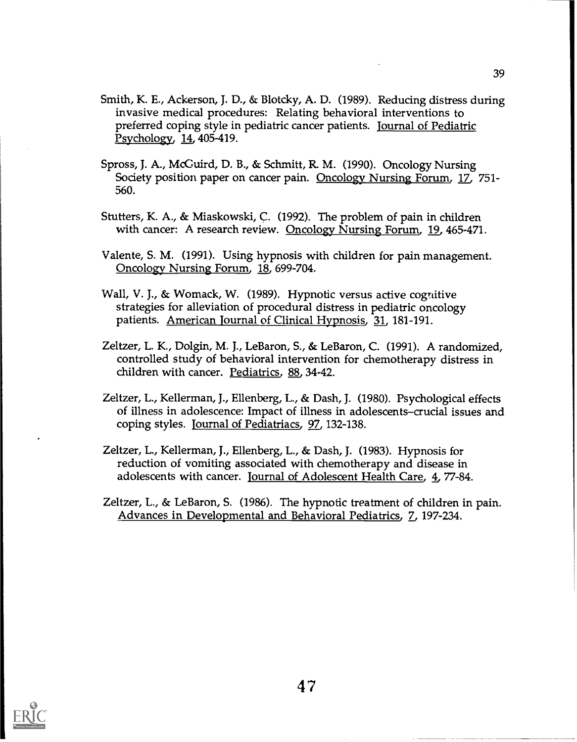Smith, K. E., Ackerson, J. D., & Blotcky, A. D. (1989). Reducing distress during invasive medical procedures: Relating behavioral interventions to preferred coping style in pediatric cancer patients. Journal of Pediatric Psychology, 14, 405-419.

Spross, J. A., McGuird, D. B., & Schmitt, R. M. (1990). Oncology Nursing Society position paper on cancer pain. Oncology Nursing Forum, 17, 751-560.

Stutters, K. A., & Miaskowski, C. (1992). The problem of pain in children with cancer: A research review. Oncology Nursing Forum, 19, 465-471.

Valente, S. M. (1991). Using hypnosis with children for pain management. Oncology Nursing Forum, 18, 699-704.

Wall, V. J., & Womack, W. (1989). Hypnotic versus active cognitive strategies for alleviation of procedural distress in pediatric oncology patients. American Journal of Clinical Hypnosis, 31, 181-191.

Zeltzer, L. K., Dolgin, M. J., LeBaron, S., & LeBaron, C. (1991). A randomized, controlled study of behavioral intervention for chemotherapy distress in children with cancer. Pediatrics, 88, 34-42.

Zeltzer, L., Kellerman, J., Ellenberg, L., & Dash, J. (1980). Psychological effects of illness in adolescence: Impact of illness in adolescents–crucial issues and coping styles. Journal of Pediatriacs, 97, 132-138.

Zeltzer, L., Kellerman, J., Ellenberg, L., & Dash, J. (1983). Hypnosis for reduction of vomiting associated with chemotherapy and disease in adolescents with cancer. Journal of Adolescent Health Care, 4, 77-84.

Zeltzer, L., & LeBaron, S. (1986). The hypnotic treatment of children in pain. Advances in Developmental and Behavioral Pediatrics, 7, 197-234.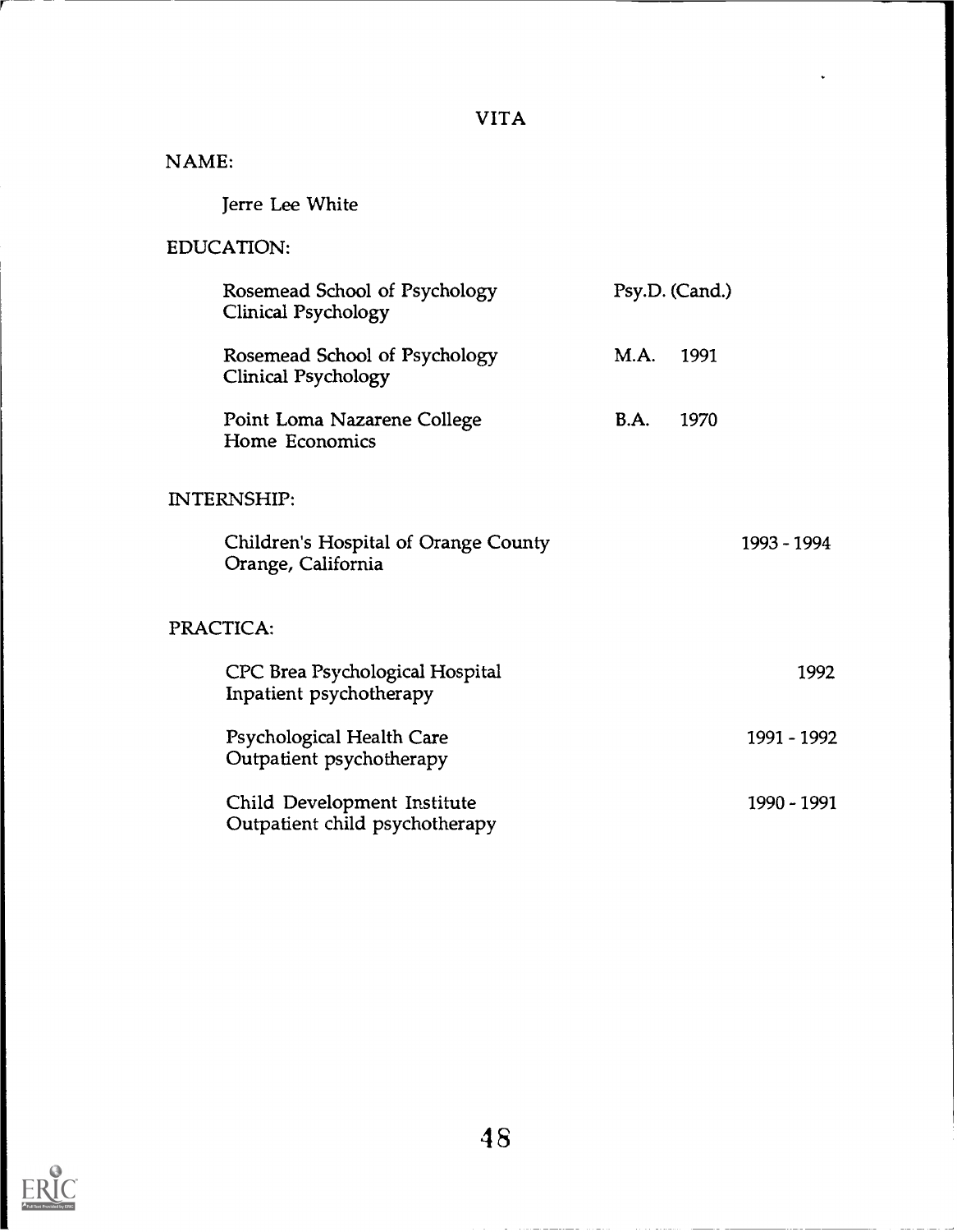# VITA

NAME:

Jerre Lee White

EDUCATION:

| | | |
|---|---|---|
| Rosemead School of Psychology<br>Clinical Psychology | Psy.D. (Cand.) | |
| Rosemead School of Psychology<br>Clinical Psychology | M.A. | 1991 |
| Point Loma Nazarene College<br>Home Economics | B.A. | 1970 |

INTERNSHIP:

| | |
|---|---|
| Children's Hospital of Orange County<br>Orange, California | 1993 - 1994 |

PRACTICA:

| | |
|---|---|
| CPC Brea Psychological Hospital<br>Inpatient psychotherapy | 1992 |
| Psychological Health Care<br>Outpatient psychotherapy | 1991 - 1992 |
| Child Development Institute<br>Outpatient child psychotherapy | 1990 - 1991 |